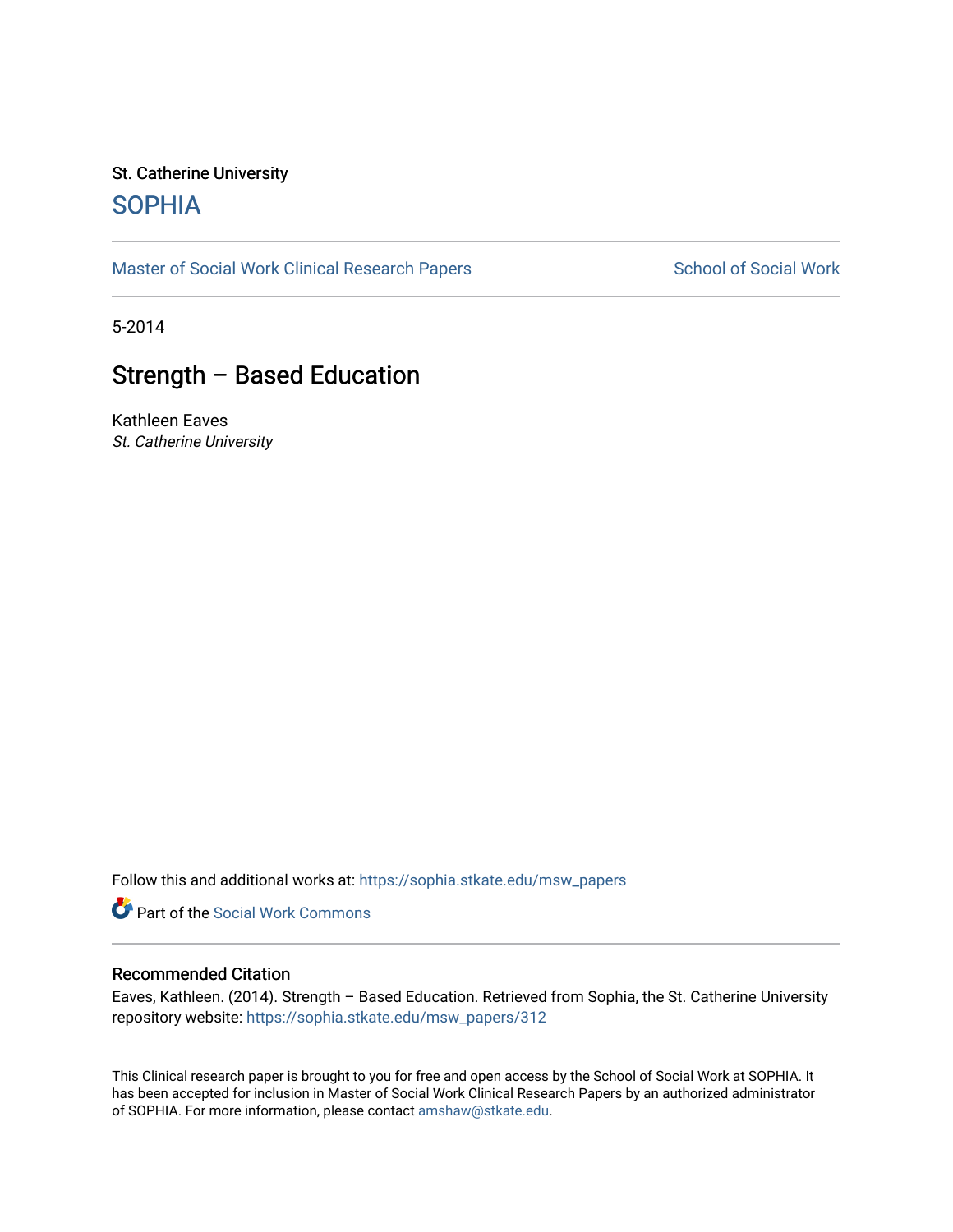St. Catherine University

# SOPHIA

Master of Social Work Clinical Research Papers | School of Social Work

5-2014

## Strength – Based Education

Kathleen Eaves
*St. Catherine University*

Follow this and additional works at: https://sophia.stkate.edu/msw_papers

Part of the Social Work Commons

### Recommended Citation

Eaves, Kathleen. (2014). Strength – Based Education. Retrieved from Sophia, the St. Catherine University repository website: https://sophia.stkate.edu/msw_papers/312

This Clinical research paper is brought to you for free and open access by the School of Social Work at SOPHIA. It has been accepted for inclusion in Master of Social Work Clinical Research Papers by an authorized administrator of SOPHIA. For more information, please contact amshaw@stkate.edu.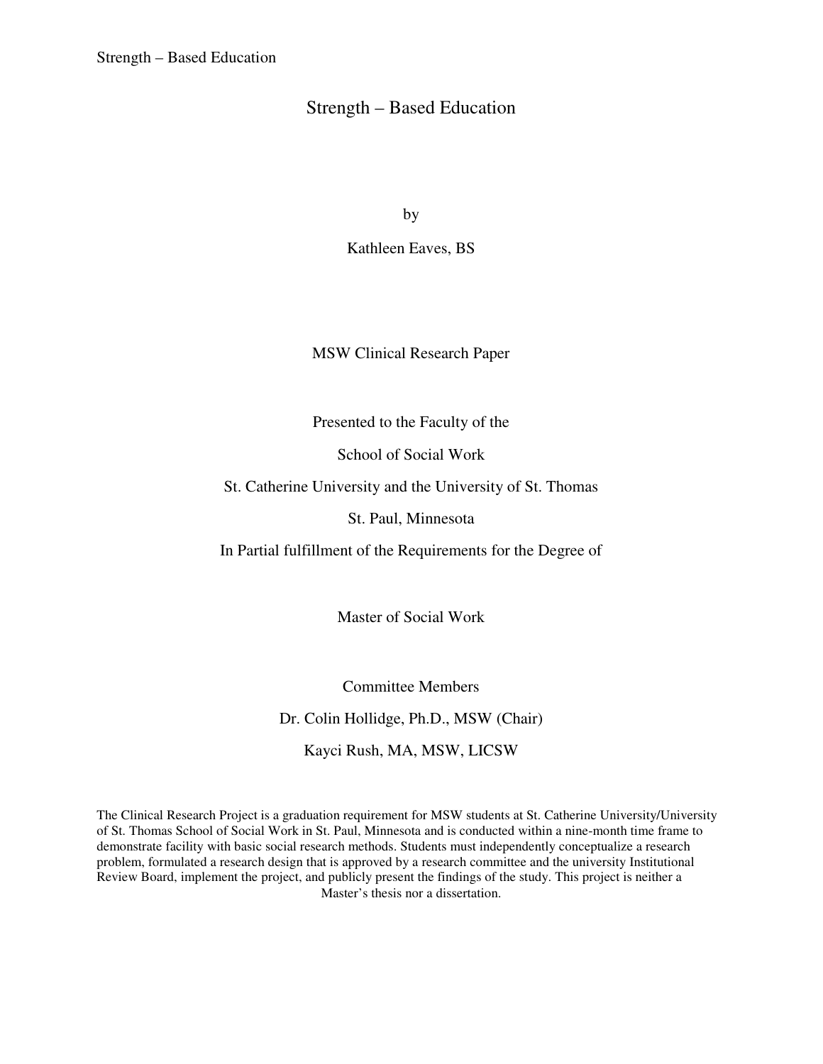# Strength – Based Education

by

Kathleen Eaves, BS

MSW Clinical Research Paper

Presented to the Faculty of the

School of Social Work

St. Catherine University and the University of St. Thomas

St. Paul, Minnesota

In Partial fulfillment of the Requirements for the Degree of

Master of Social Work

Committee Members

Dr. Colin Hollidge, Ph.D., MSW (Chair)

Kayci Rush, MA, MSW, LICSW

The Clinical Research Project is a graduation requirement for MSW students at St. Catherine University/University of St. Thomas School of Social Work in St. Paul, Minnesota and is conducted within a nine-month time frame to demonstrate facility with basic social research methods. Students must independently conceptualize a research problem, formulated a research design that is approved by a research committee and the university Institutional Review Board, implement the project, and publicly present the findings of the study. This project is neither a Master's thesis nor a dissertation.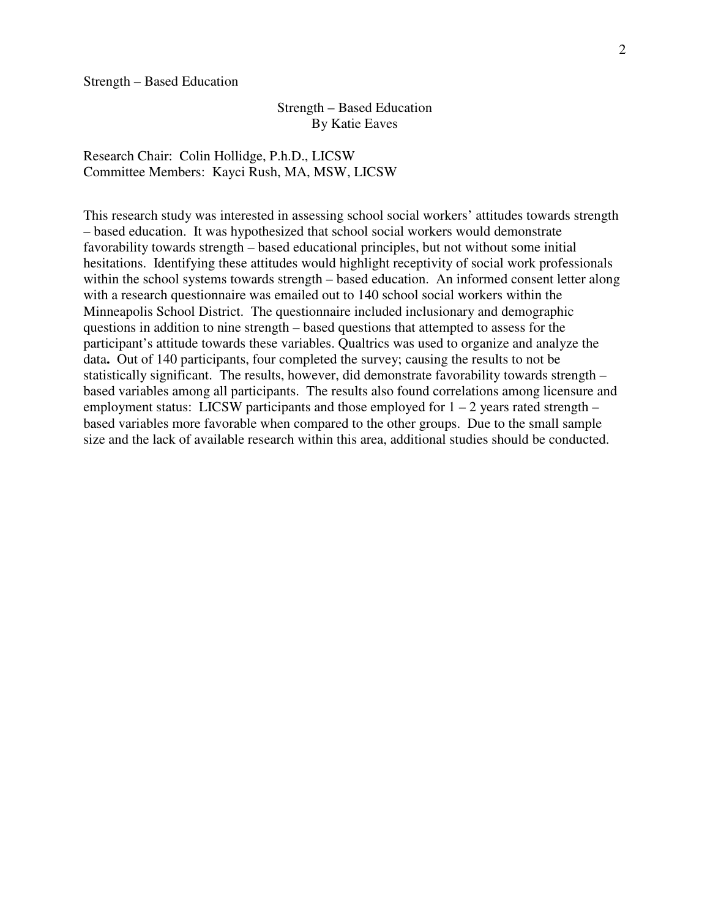# Strength – Based Education

By Katie Eaves

Research Chair: Colin Hollidge, P.h.D., LICSW
Committee Members: Kayci Rush, MA, MSW, LICSW

This research study was interested in assessing school social workers' attitudes towards strength – based education. It was hypothesized that school social workers would demonstrate favorability towards strength – based educational principles, but not without some initial hesitations. Identifying these attitudes would highlight receptivity of social work professionals within the school systems towards strength – based education. An informed consent letter along with a research questionnaire was emailed out to 140 school social workers within the Minneapolis School District. The questionnaire included inclusionary and demographic questions in addition to nine strength – based questions that attempted to assess for the participant's attitude towards these variables. Qualtrics was used to organize and analyze the data**.** Out of 140 participants, four completed the survey; causing the results to not be statistically significant. The results, however, did demonstrate favorability towards strength – based variables among all participants. The results also found correlations among licensure and employment status: LICSW participants and those employed for 1 – 2 years rated strength – based variables more favorable when compared to the other groups. Due to the small sample size and the lack of available research within this area, additional studies should be conducted.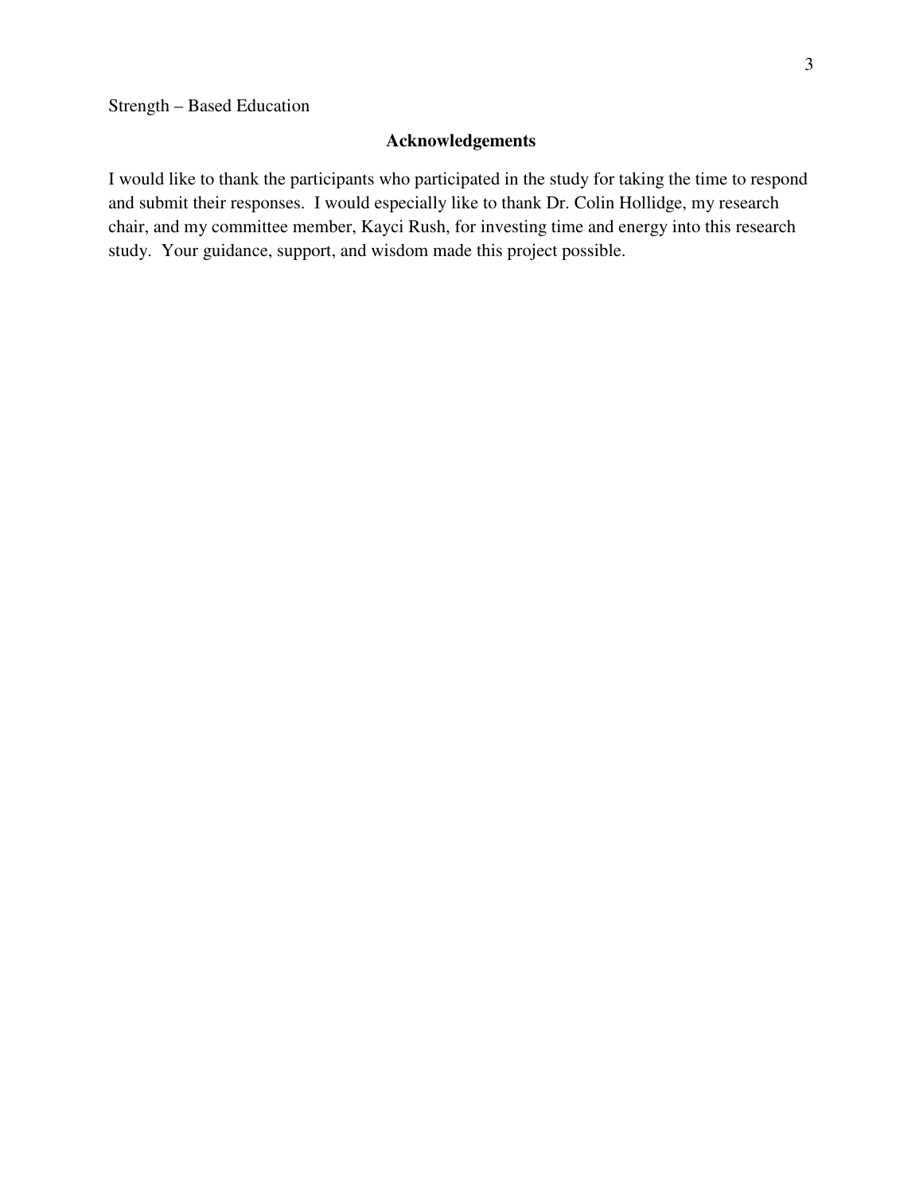## Acknowledgements

I would like to thank the participants who participated in the study for taking the time to respond and submit their responses. I would especially like to thank Dr. Colin Hollidge, my research chair, and my committee member, Kayci Rush, for investing time and energy into this research study. Your guidance, support, and wisdom made this project possible.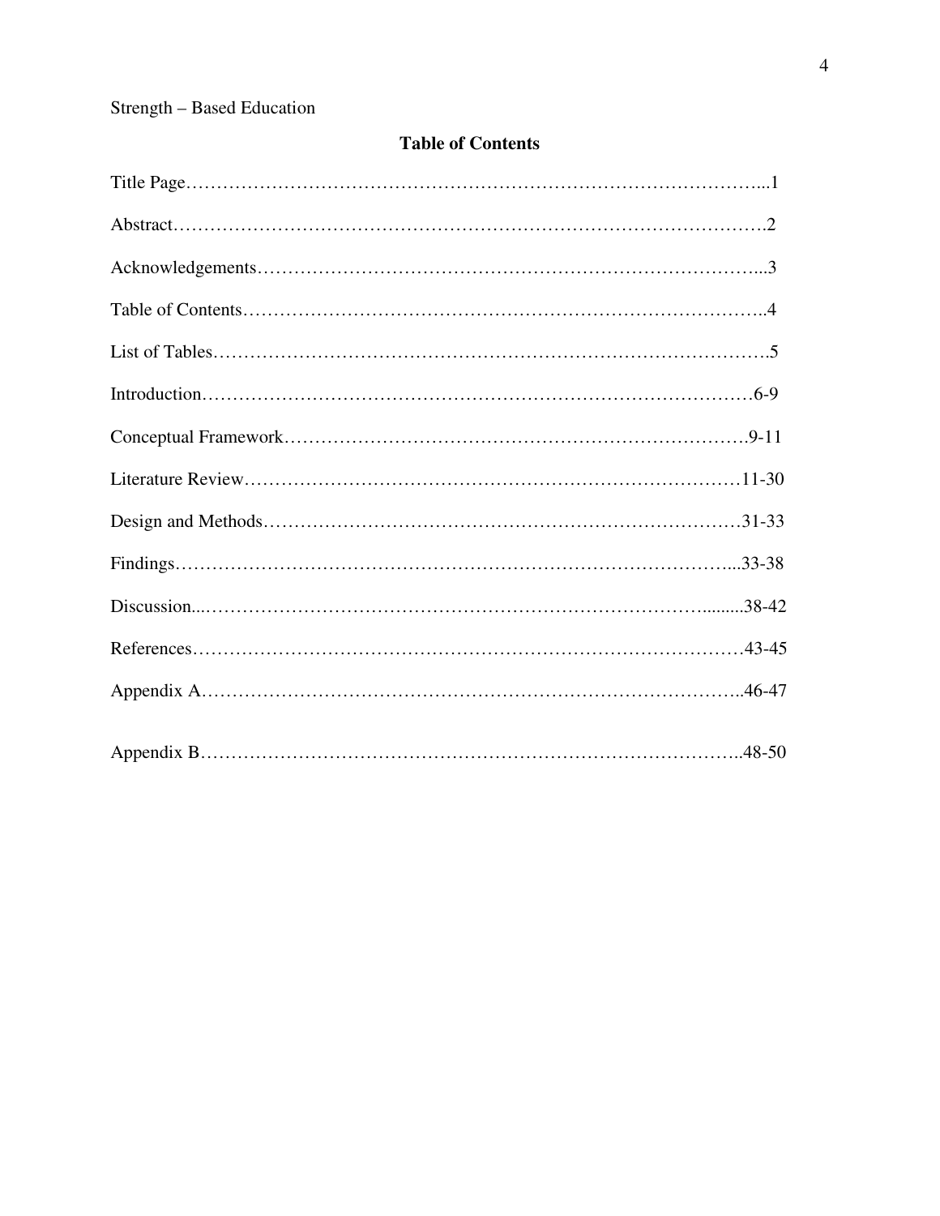## Table of Contents

Title Page……………………………………………………………………………...1

Abstract…………………………………………………………………………………….2

Acknowledgements……………………………………………………………………...3

Table of Contents………………………………………………………………………..4

List of Tables……………………………………………………………………………….5

Introduction……………………………………………………………………………6-9

Conceptual Framework………………………………………………………………….9-11

Literature Review………………………………………………………………………11-30

Design and Methods……………………………………………………………………31-33

Findings…………………………………………………………………………………...33-38

Discussion...……………………………………………………………………….........38-42

References……………………………………………………………………………43-45

Appendix A…………………………………………………………………………..46-47

Appendix B…………………………………………………………………………..48-50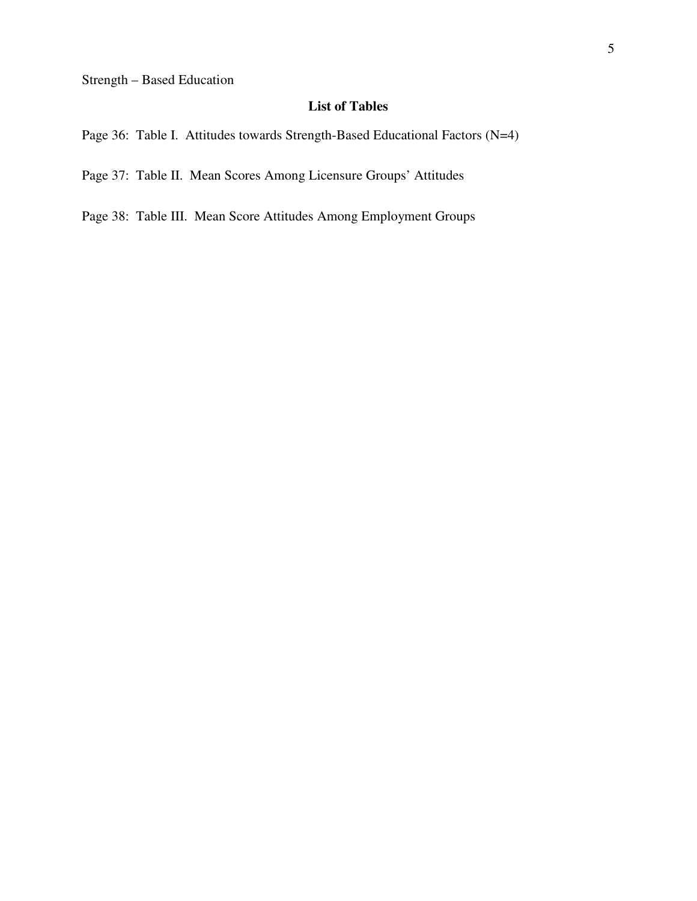## List of Tables

Page 36: Table I. Attitudes towards Strength-Based Educational Factors (N=4)

Page 37: Table II. Mean Scores Among Licensure Groups' Attitudes

Page 38: Table III. Mean Score Attitudes Among Employment Groups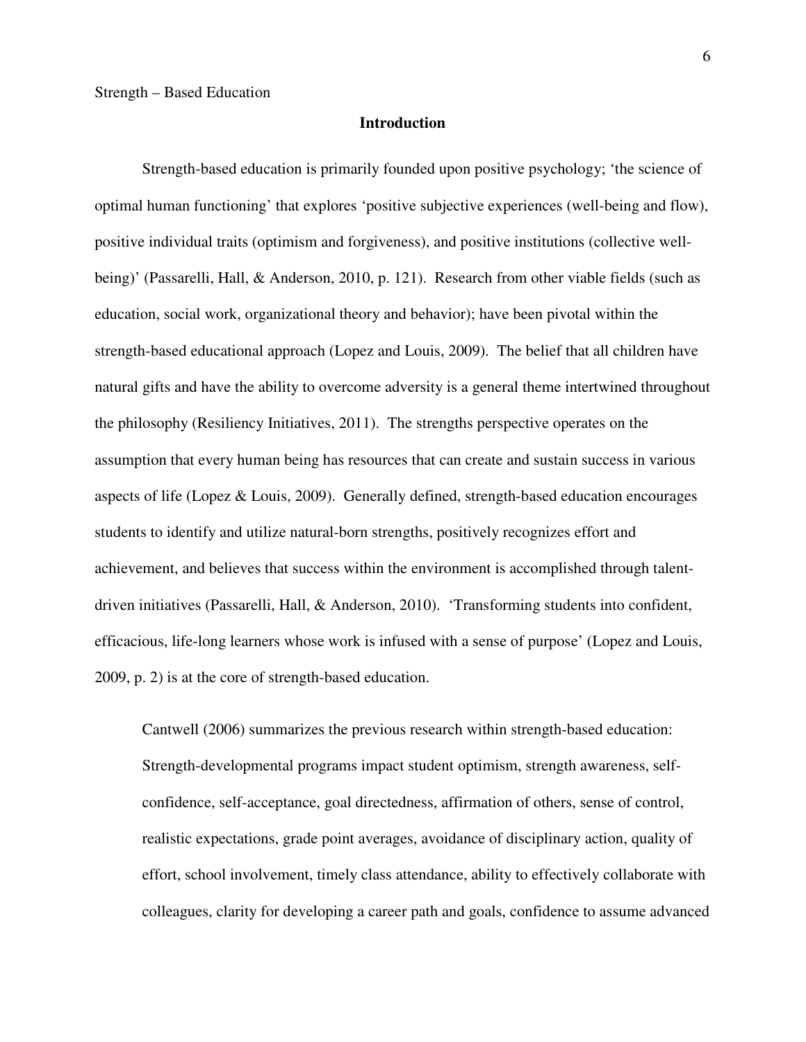## Introduction

Strength-based education is primarily founded upon positive psychology; 'the science of optimal human functioning' that explores 'positive subjective experiences (well-being and flow), positive individual traits (optimism and forgiveness), and positive institutions (collective well-being)' (Passarelli, Hall, & Anderson, 2010, p. 121). Research from other viable fields (such as education, social work, organizational theory and behavior); have been pivotal within the strength-based educational approach (Lopez and Louis, 2009). The belief that all children have natural gifts and have the ability to overcome adversity is a general theme intertwined throughout the philosophy (Resiliency Initiatives, 2011). The strengths perspective operates on the assumption that every human being has resources that can create and sustain success in various aspects of life (Lopez & Louis, 2009). Generally defined, strength-based education encourages students to identify and utilize natural-born strengths, positively recognizes effort and achievement, and believes that success within the environment is accomplished through talent-driven initiatives (Passarelli, Hall, & Anderson, 2010). 'Transforming students into confident, efficacious, life-long learners whose work is infused with a sense of purpose' (Lopez and Louis, 2009, p. 2) is at the core of strength-based education.

> Cantwell (2006) summarizes the previous research within strength-based education: Strength-developmental programs impact student optimism, strength awareness, self-confidence, self-acceptance, goal directedness, affirmation of others, sense of control, realistic expectations, grade point averages, avoidance of disciplinary action, quality of effort, school involvement, timely class attendance, ability to effectively collaborate with colleagues, clarity for developing a career path and goals, confidence to assume advanced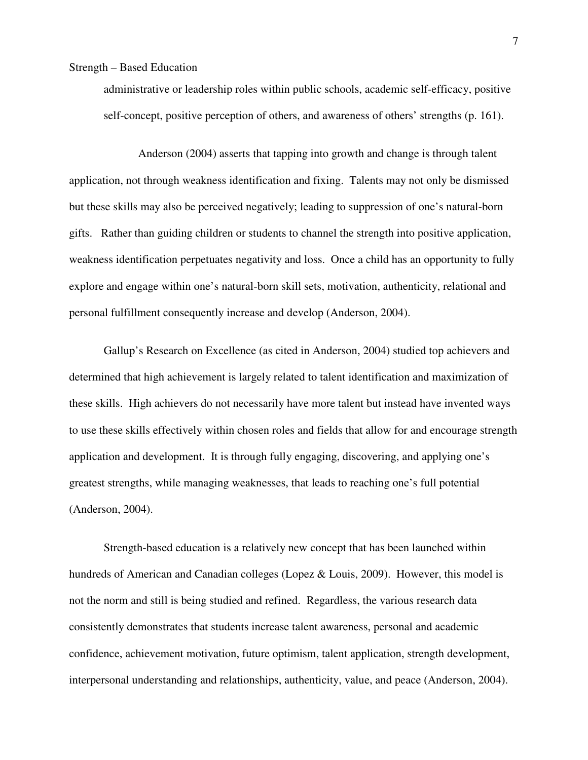administrative or leadership roles within public schools, academic self-efficacy, positive self-concept, positive perception of others, and awareness of others' strengths (p. 161).

Anderson (2004) asserts that tapping into growth and change is through talent application, not through weakness identification and fixing. Talents may not only be dismissed but these skills may also be perceived negatively; leading to suppression of one's natural-born gifts. Rather than guiding children or students to channel the strength into positive application, weakness identification perpetuates negativity and loss. Once a child has an opportunity to fully explore and engage within one's natural-born skill sets, motivation, authenticity, relational and personal fulfillment consequently increase and develop (Anderson, 2004).

Gallup's Research on Excellence (as cited in Anderson, 2004) studied top achievers and determined that high achievement is largely related to talent identification and maximization of these skills. High achievers do not necessarily have more talent but instead have invented ways to use these skills effectively within chosen roles and fields that allow for and encourage strength application and development. It is through fully engaging, discovering, and applying one's greatest strengths, while managing weaknesses, that leads to reaching one's full potential (Anderson, 2004).

Strength-based education is a relatively new concept that has been launched within hundreds of American and Canadian colleges (Lopez & Louis, 2009). However, this model is not the norm and still is being studied and refined. Regardless, the various research data consistently demonstrates that students increase talent awareness, personal and academic confidence, achievement motivation, future optimism, talent application, strength development, interpersonal understanding and relationships, authenticity, value, and peace (Anderson, 2004).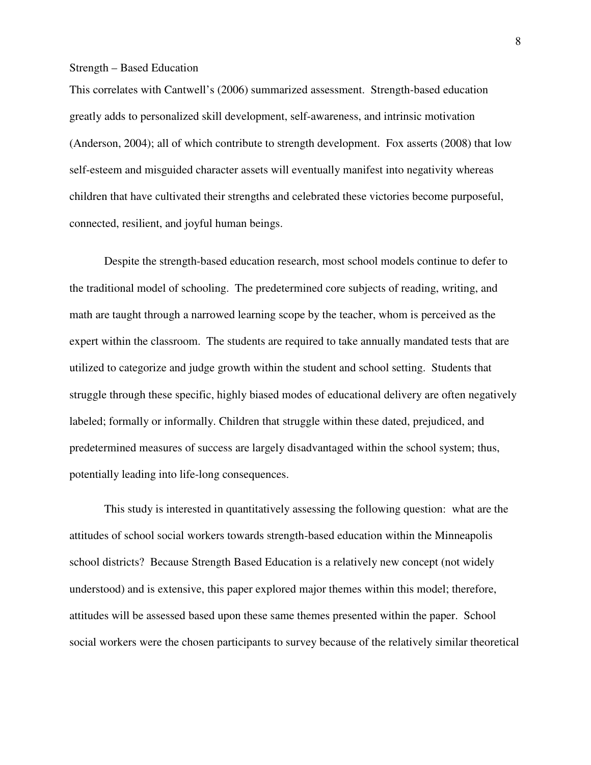## Strength – Based Education

This correlates with Cantwell's (2006) summarized assessment. Strength-based education greatly adds to personalized skill development, self-awareness, and intrinsic motivation (Anderson, 2004); all of which contribute to strength development. Fox asserts (2008) that low self-esteem and misguided character assets will eventually manifest into negativity whereas children that have cultivated their strengths and celebrated these victories become purposeful, connected, resilient, and joyful human beings.

Despite the strength-based education research, most school models continue to defer to the traditional model of schooling. The predetermined core subjects of reading, writing, and math are taught through a narrowed learning scope by the teacher, whom is perceived as the expert within the classroom. The students are required to take annually mandated tests that are utilized to categorize and judge growth within the student and school setting. Students that struggle through these specific, highly biased modes of educational delivery are often negatively labeled; formally or informally. Children that struggle within these dated, prejudiced, and predetermined measures of success are largely disadvantaged within the school system; thus, potentially leading into life-long consequences.

This study is interested in quantitatively assessing the following question: what are the attitudes of school social workers towards strength-based education within the Minneapolis school districts? Because Strength Based Education is a relatively new concept (not widely understood) and is extensive, this paper explored major themes within this model; therefore, attitudes will be assessed based upon these same themes presented within the paper. School social workers were the chosen participants to survey because of the relatively similar theoretical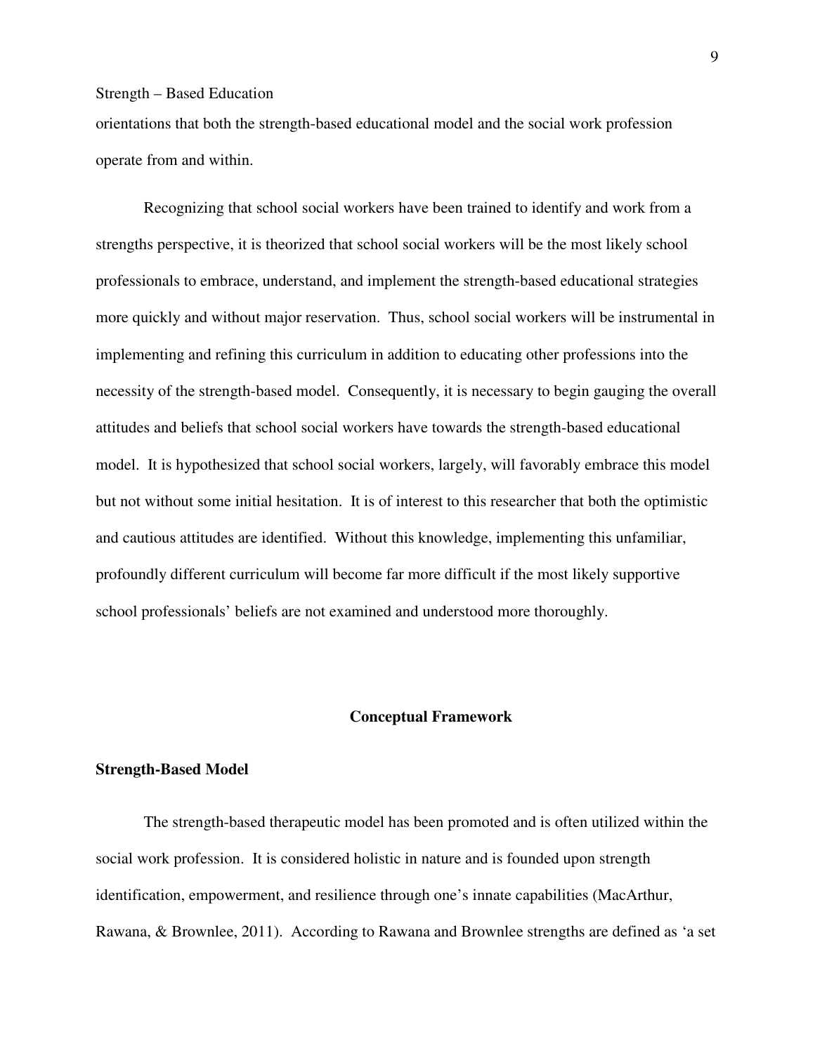orientations that both the strength-based educational model and the social work profession operate from and within.

Recognizing that school social workers have been trained to identify and work from a strengths perspective, it is theorized that school social workers will be the most likely school professionals to embrace, understand, and implement the strength-based educational strategies more quickly and without major reservation. Thus, school social workers will be instrumental in implementing and refining this curriculum in addition to educating other professions into the necessity of the strength-based model. Consequently, it is necessary to begin gauging the overall attitudes and beliefs that school social workers have towards the strength-based educational model. It is hypothesized that school social workers, largely, will favorably embrace this model but not without some initial hesitation. It is of interest to this researcher that both the optimistic and cautious attitudes are identified. Without this knowledge, implementing this unfamiliar, profoundly different curriculum will become far more difficult if the most likely supportive school professionals' beliefs are not examined and understood more thoroughly.

## Conceptual Framework

### Strength-Based Model

The strength-based therapeutic model has been promoted and is often utilized within the social work profession. It is considered holistic in nature and is founded upon strength identification, empowerment, and resilience through one's innate capabilities (MacArthur, Rawana, & Brownlee, 2011). According to Rawana and Brownlee strengths are defined as 'a set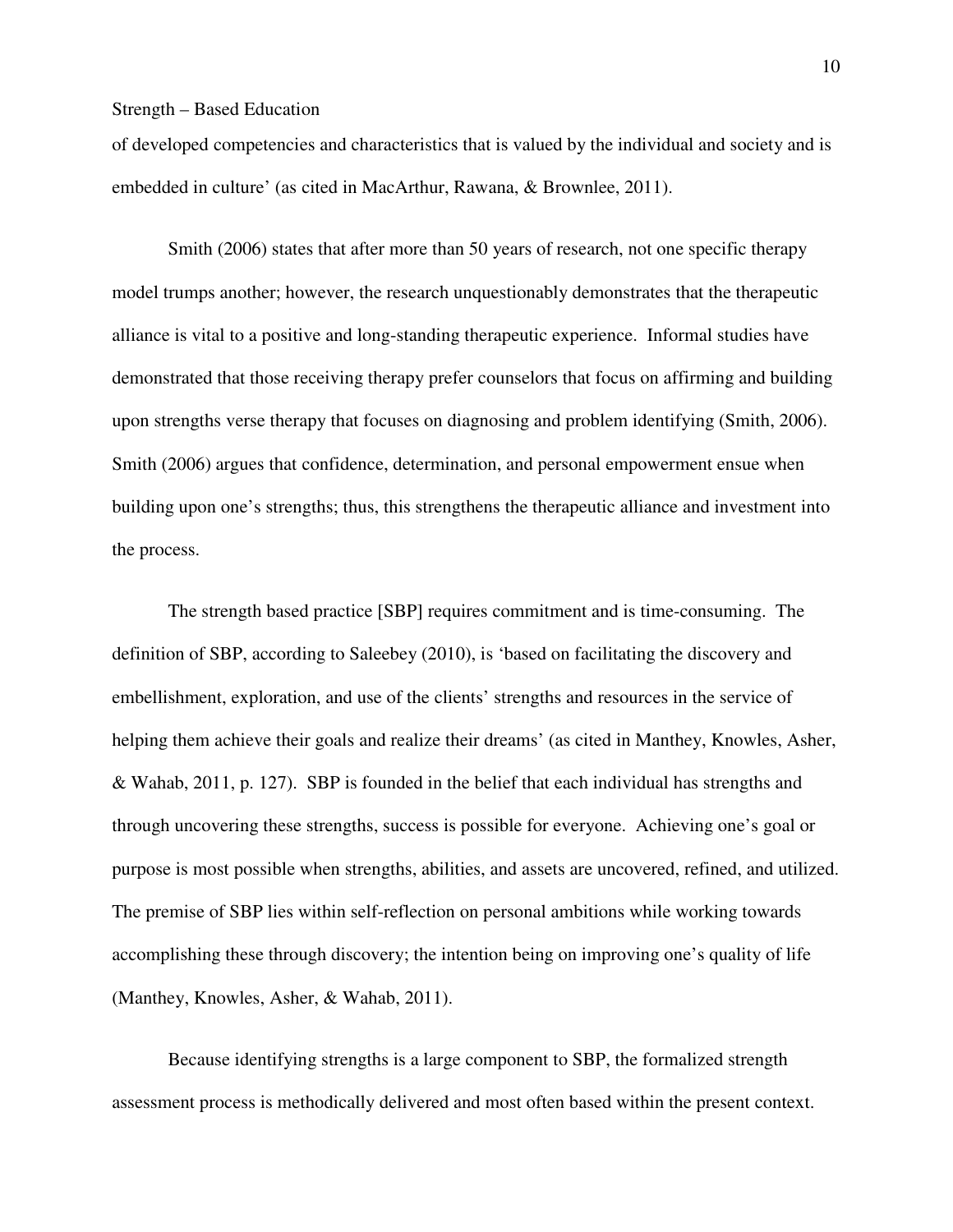of developed competencies and characteristics that is valued by the individual and society and is embedded in culture' (as cited in MacArthur, Rawana, & Brownlee, 2011).

Smith (2006) states that after more than 50 years of research, not one specific therapy model trumps another; however, the research unquestionably demonstrates that the therapeutic alliance is vital to a positive and long-standing therapeutic experience. Informal studies have demonstrated that those receiving therapy prefer counselors that focus on affirming and building upon strengths verse therapy that focuses on diagnosing and problem identifying (Smith, 2006). Smith (2006) argues that confidence, determination, and personal empowerment ensue when building upon one's strengths; thus, this strengthens the therapeutic alliance and investment into the process.

The strength based practice [SBP] requires commitment and is time-consuming. The definition of SBP, according to Saleebey (2010), is 'based on facilitating the discovery and embellishment, exploration, and use of the clients' strengths and resources in the service of helping them achieve their goals and realize their dreams' (as cited in Manthey, Knowles, Asher, & Wahab, 2011, p. 127). SBP is founded in the belief that each individual has strengths and through uncovering these strengths, success is possible for everyone. Achieving one's goal or purpose is most possible when strengths, abilities, and assets are uncovered, refined, and utilized. The premise of SBP lies within self-reflection on personal ambitions while working towards accomplishing these through discovery; the intention being on improving one's quality of life (Manthey, Knowles, Asher, & Wahab, 2011).

Because identifying strengths is a large component to SBP, the formalized strength assessment process is methodically delivered and most often based within the present context.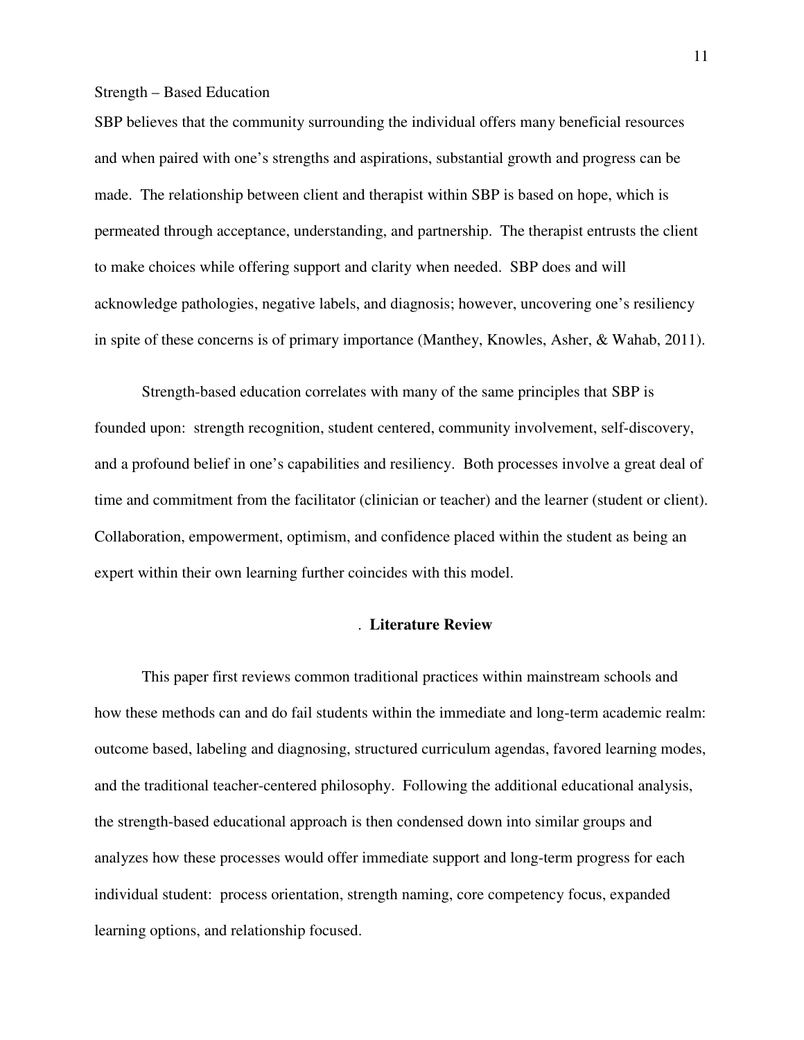Strength – Based Education

SBP believes that the community surrounding the individual offers many beneficial resources and when paired with one's strengths and aspirations, substantial growth and progress can be made. The relationship between client and therapist within SBP is based on hope, which is permeated through acceptance, understanding, and partnership. The therapist entrusts the client to make choices while offering support and clarity when needed. SBP does and will acknowledge pathologies, negative labels, and diagnosis; however, uncovering one's resiliency in spite of these concerns is of primary importance (Manthey, Knowles, Asher, & Wahab, 2011).

Strength-based education correlates with many of the same principles that SBP is founded upon: strength recognition, student centered, community involvement, self-discovery, and a profound belief in one's capabilities and resiliency. Both processes involve a great deal of time and commitment from the facilitator (clinician or teacher) and the learner (student or client). Collaboration, empowerment, optimism, and confidence placed within the student as being an expert within their own learning further coincides with this model.

## Literature Review

This paper first reviews common traditional practices within mainstream schools and how these methods can and do fail students within the immediate and long-term academic realm: outcome based, labeling and diagnosing, structured curriculum agendas, favored learning modes, and the traditional teacher-centered philosophy. Following the additional educational analysis, the strength-based educational approach is then condensed down into similar groups and analyzes how these processes would offer immediate support and long-term progress for each individual student: process orientation, strength naming, core competency focus, expanded learning options, and relationship focused.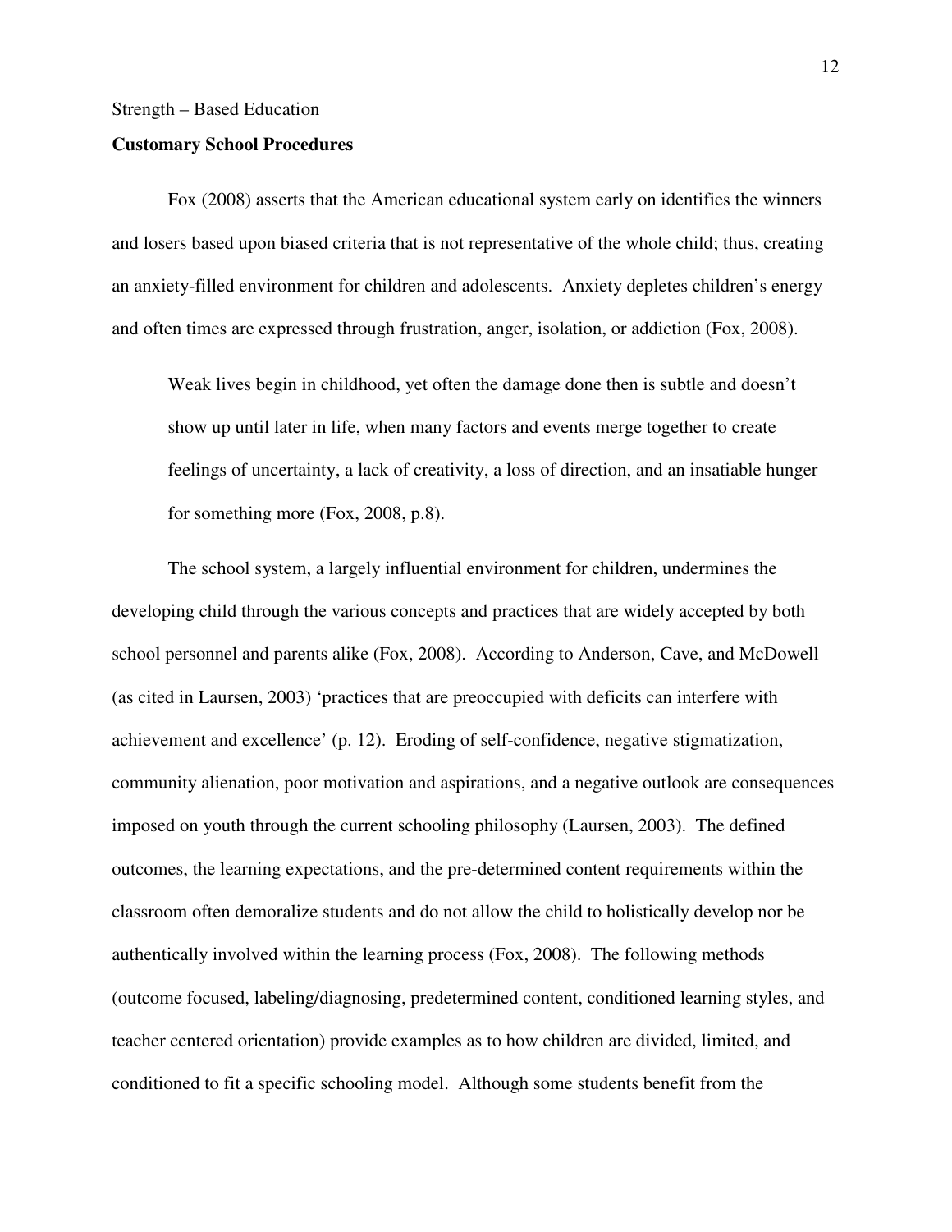## Customary School Procedures

Fox (2008) asserts that the American educational system early on identifies the winners and losers based upon biased criteria that is not representative of the whole child; thus, creating an anxiety-filled environment for children and adolescents. Anxiety depletes children's energy and often times are expressed through frustration, anger, isolation, or addiction (Fox, 2008).

> Weak lives begin in childhood, yet often the damage done then is subtle and doesn't show up until later in life, when many factors and events merge together to create feelings of uncertainty, a lack of creativity, a loss of direction, and an insatiable hunger for something more (Fox, 2008, p.8).

The school system, a largely influential environment for children, undermines the developing child through the various concepts and practices that are widely accepted by both school personnel and parents alike (Fox, 2008). According to Anderson, Cave, and McDowell (as cited in Laursen, 2003) 'practices that are preoccupied with deficits can interfere with achievement and excellence' (p. 12). Eroding of self-confidence, negative stigmatization, community alienation, poor motivation and aspirations, and a negative outlook are consequences imposed on youth through the current schooling philosophy (Laursen, 2003). The defined outcomes, the learning expectations, and the pre-determined content requirements within the classroom often demoralize students and do not allow the child to holistically develop nor be authentically involved within the learning process (Fox, 2008). The following methods (outcome focused, labeling/diagnosing, predetermined content, conditioned learning styles, and teacher centered orientation) provide examples as to how children are divided, limited, and conditioned to fit a specific schooling model. Although some students benefit from the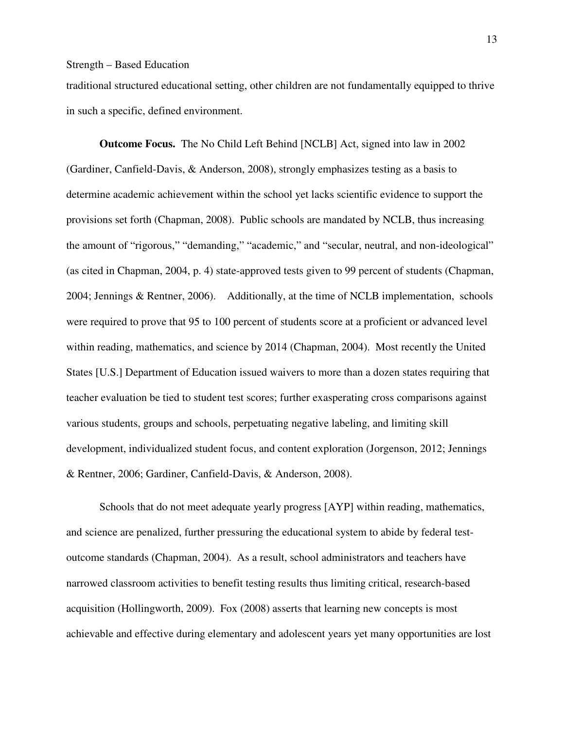traditional structured educational setting, other children are not fundamentally equipped to thrive in such a specific, defined environment.

**Outcome Focus.** The No Child Left Behind [NCLB] Act, signed into law in 2002 (Gardiner, Canfield-Davis, & Anderson, 2008), strongly emphasizes testing as a basis to determine academic achievement within the school yet lacks scientific evidence to support the provisions set forth (Chapman, 2008). Public schools are mandated by NCLB, thus increasing the amount of "rigorous," "demanding," "academic," and "secular, neutral, and non-ideological" (as cited in Chapman, 2004, p. 4) state-approved tests given to 99 percent of students (Chapman, 2004; Jennings & Rentner, 2006). Additionally, at the time of NCLB implementation, schools were required to prove that 95 to 100 percent of students score at a proficient or advanced level within reading, mathematics, and science by 2014 (Chapman, 2004). Most recently the United States [U.S.] Department of Education issued waivers to more than a dozen states requiring that teacher evaluation be tied to student test scores; further exasperating cross comparisons against various students, groups and schools, perpetuating negative labeling, and limiting skill development, individualized student focus, and content exploration (Jorgenson, 2012; Jennings & Rentner, 2006; Gardiner, Canfield-Davis, & Anderson, 2008).

Schools that do not meet adequate yearly progress [AYP] within reading, mathematics, and science are penalized, further pressuring the educational system to abide by federal test-outcome standards (Chapman, 2004). As a result, school administrators and teachers have narrowed classroom activities to benefit testing results thus limiting critical, research-based acquisition (Hollingworth, 2009). Fox (2008) asserts that learning new concepts is most achievable and effective during elementary and adolescent years yet many opportunities are lost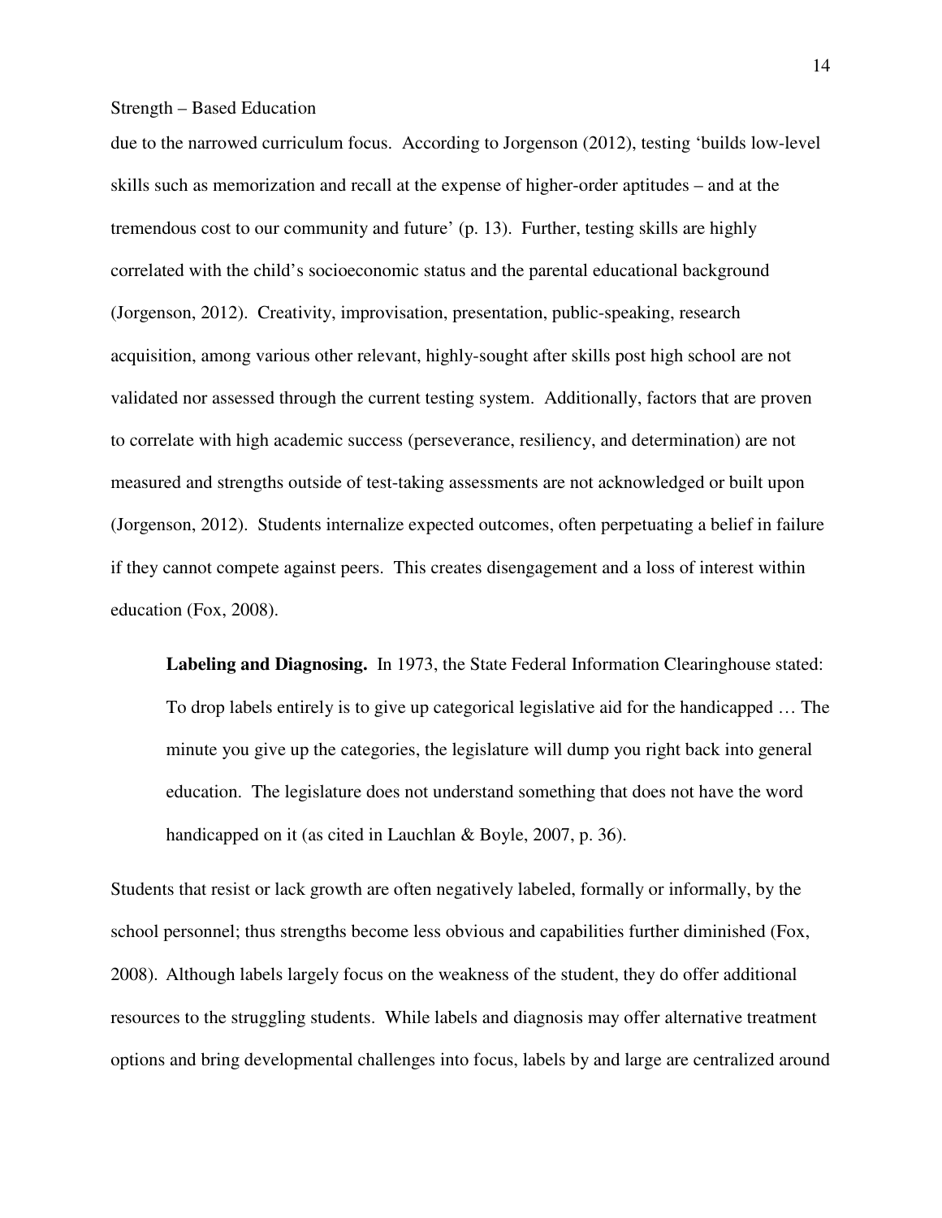due to the narrowed curriculum focus. According to Jorgenson (2012), testing 'builds low-level skills such as memorization and recall at the expense of higher-order aptitudes – and at the tremendous cost to our community and future' (p. 13). Further, testing skills are highly correlated with the child's socioeconomic status and the parental educational background (Jorgenson, 2012). Creativity, improvisation, presentation, public-speaking, research acquisition, among various other relevant, highly-sought after skills post high school are not validated nor assessed through the current testing system. Additionally, factors that are proven to correlate with high academic success (perseverance, resiliency, and determination) are not measured and strengths outside of test-taking assessments are not acknowledged or built upon (Jorgenson, 2012). Students internalize expected outcomes, often perpetuating a belief in failure if they cannot compete against peers. This creates disengagement and a loss of interest within education (Fox, 2008).

**Labeling and Diagnosing.** In 1973, the State Federal Information Clearinghouse stated:

> To drop labels entirely is to give up categorical legislative aid for the handicapped … The minute you give up the categories, the legislature will dump you right back into general education. The legislature does not understand something that does not have the word handicapped on it (as cited in Lauchlan & Boyle, 2007, p. 36).

Students that resist or lack growth are often negatively labeled, formally or informally, by the school personnel; thus strengths become less obvious and capabilities further diminished (Fox, 2008). Although labels largely focus on the weakness of the student, they do offer additional resources to the struggling students. While labels and diagnosis may offer alternative treatment options and bring developmental challenges into focus, labels by and large are centralized around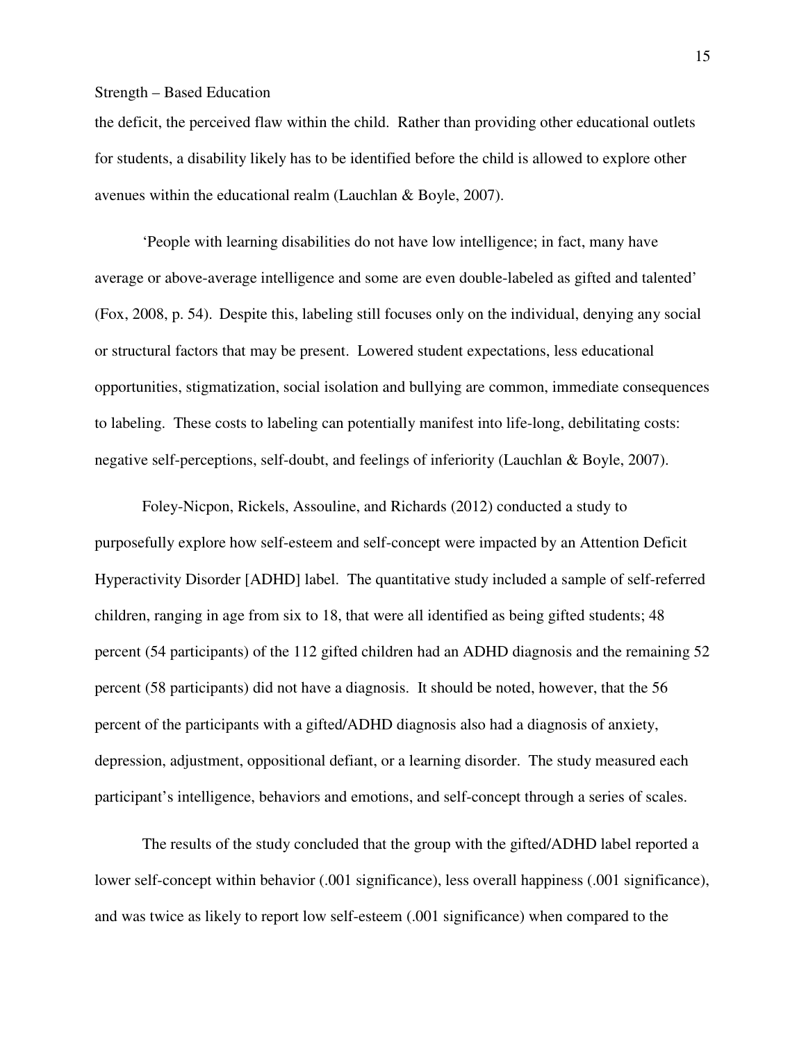the deficit, the perceived flaw within the child. Rather than providing other educational outlets for students, a disability likely has to be identified before the child is allowed to explore other avenues within the educational realm (Lauchlan & Boyle, 2007).

'People with learning disabilities do not have low intelligence; in fact, many have average or above-average intelligence and some are even double-labeled as gifted and talented' (Fox, 2008, p. 54). Despite this, labeling still focuses only on the individual, denying any social or structural factors that may be present. Lowered student expectations, less educational opportunities, stigmatization, social isolation and bullying are common, immediate consequences to labeling. These costs to labeling can potentially manifest into life-long, debilitating costs: negative self-perceptions, self-doubt, and feelings of inferiority (Lauchlan & Boyle, 2007).

Foley-Nicpon, Rickels, Assouline, and Richards (2012) conducted a study to purposefully explore how self-esteem and self-concept were impacted by an Attention Deficit Hyperactivity Disorder [ADHD] label. The quantitative study included a sample of self-referred children, ranging in age from six to 18, that were all identified as being gifted students; 48 percent (54 participants) of the 112 gifted children had an ADHD diagnosis and the remaining 52 percent (58 participants) did not have a diagnosis. It should be noted, however, that the 56 percent of the participants with a gifted/ADHD diagnosis also had a diagnosis of anxiety, depression, adjustment, oppositional defiant, or a learning disorder. The study measured each participant's intelligence, behaviors and emotions, and self-concept through a series of scales.

The results of the study concluded that the group with the gifted/ADHD label reported a lower self-concept within behavior (.001 significance), less overall happiness (.001 significance), and was twice as likely to report low self-esteem (.001 significance) when compared to the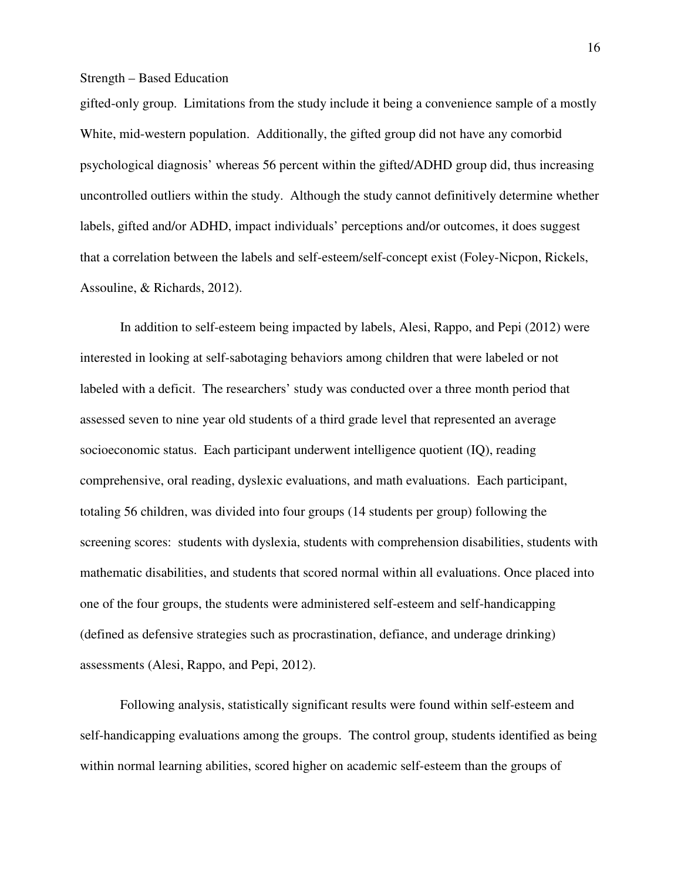gifted-only group. Limitations from the study include it being a convenience sample of a mostly White, mid-western population. Additionally, the gifted group did not have any comorbid psychological diagnosis' whereas 56 percent within the gifted/ADHD group did, thus increasing uncontrolled outliers within the study. Although the study cannot definitively determine whether labels, gifted and/or ADHD, impact individuals' perceptions and/or outcomes, it does suggest that a correlation between the labels and self-esteem/self-concept exist (Foley-Nicpon, Rickels, Assouline, & Richards, 2012).

In addition to self-esteem being impacted by labels, Alesi, Rappo, and Pepi (2012) were interested in looking at self-sabotaging behaviors among children that were labeled or not labeled with a deficit. The researchers' study was conducted over a three month period that assessed seven to nine year old students of a third grade level that represented an average socioeconomic status. Each participant underwent intelligence quotient (IQ), reading comprehensive, oral reading, dyslexic evaluations, and math evaluations. Each participant, totaling 56 children, was divided into four groups (14 students per group) following the screening scores: students with dyslexia, students with comprehension disabilities, students with mathematic disabilities, and students that scored normal within all evaluations. Once placed into one of the four groups, the students were administered self-esteem and self-handicapping (defined as defensive strategies such as procrastination, defiance, and underage drinking) assessments (Alesi, Rappo, and Pepi, 2012).

Following analysis, statistically significant results were found within self-esteem and self-handicapping evaluations among the groups. The control group, students identified as being within normal learning abilities, scored higher on academic self-esteem than the groups of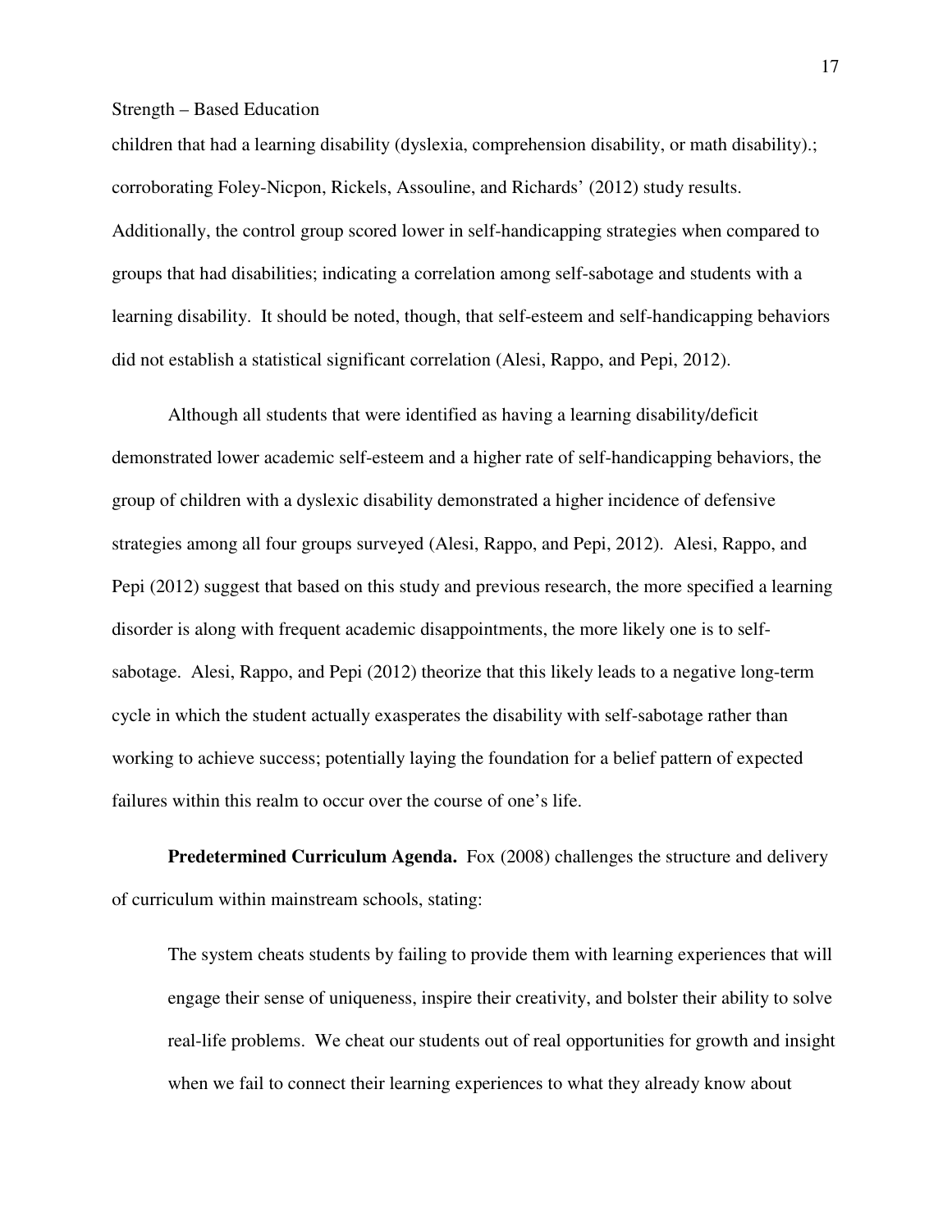children that had a learning disability (dyslexia, comprehension disability, or math disability).; corroborating Foley-Nicpon, Rickels, Assouline, and Richards' (2012) study results. Additionally, the control group scored lower in self-handicapping strategies when compared to groups that had disabilities; indicating a correlation among self-sabotage and students with a learning disability. It should be noted, though, that self-esteem and self-handicapping behaviors did not establish a statistical significant correlation (Alesi, Rappo, and Pepi, 2012).

Although all students that were identified as having a learning disability/deficit demonstrated lower academic self-esteem and a higher rate of self-handicapping behaviors, the group of children with a dyslexic disability demonstrated a higher incidence of defensive strategies among all four groups surveyed (Alesi, Rappo, and Pepi, 2012). Alesi, Rappo, and Pepi (2012) suggest that based on this study and previous research, the more specified a learning disorder is along with frequent academic disappointments, the more likely one is to self-sabotage. Alesi, Rappo, and Pepi (2012) theorize that this likely leads to a negative long-term cycle in which the student actually exasperates the disability with self-sabotage rather than working to achieve success; potentially laying the foundation for a belief pattern of expected failures within this realm to occur over the course of one's life.

**Predetermined Curriculum Agenda.** Fox (2008) challenges the structure and delivery of curriculum within mainstream schools, stating:

> The system cheats students by failing to provide them with learning experiences that will engage their sense of uniqueness, inspire their creativity, and bolster their ability to solve real-life problems. We cheat our students out of real opportunities for growth and insight when we fail to connect their learning experiences to what they already know about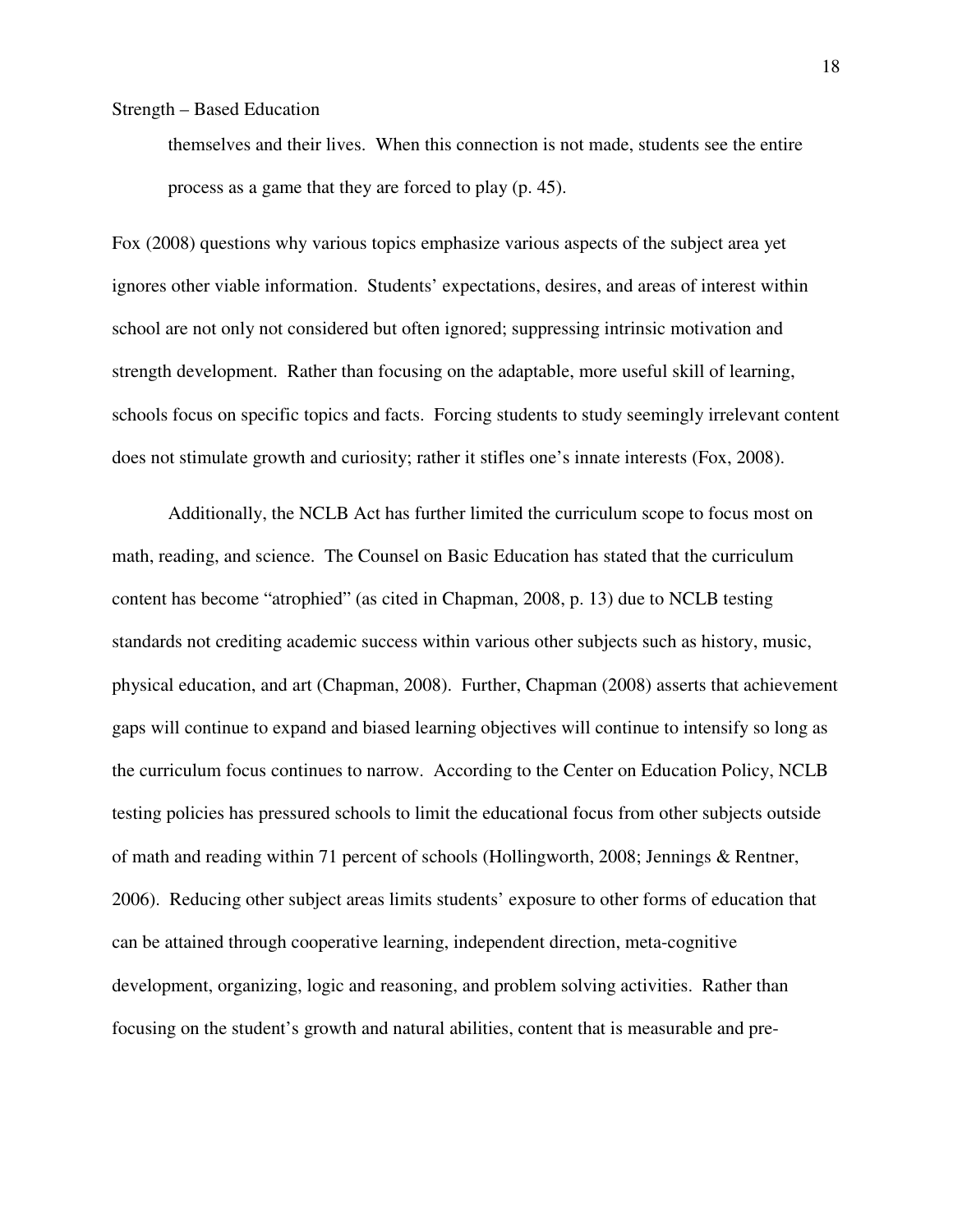> themselves and their lives. When this connection is not made, students see the entire process as a game that they are forced to play (p. 45).

Fox (2008) questions why various topics emphasize various aspects of the subject area yet ignores other viable information. Students' expectations, desires, and areas of interest within school are not only not considered but often ignored; suppressing intrinsic motivation and strength development. Rather than focusing on the adaptable, more useful skill of learning, schools focus on specific topics and facts. Forcing students to study seemingly irrelevant content does not stimulate growth and curiosity; rather it stifles one's innate interests (Fox, 2008).

Additionally, the NCLB Act has further limited the curriculum scope to focus most on math, reading, and science. The Counsel on Basic Education has stated that the curriculum content has become "atrophied" (as cited in Chapman, 2008, p. 13) due to NCLB testing standards not crediting academic success within various other subjects such as history, music, physical education, and art (Chapman, 2008). Further, Chapman (2008) asserts that achievement gaps will continue to expand and biased learning objectives will continue to intensify so long as the curriculum focus continues to narrow. According to the Center on Education Policy, NCLB testing policies has pressured schools to limit the educational focus from other subjects outside of math and reading within 71 percent of schools (Hollingworth, 2008; Jennings & Rentner, 2006). Reducing other subject areas limits students' exposure to other forms of education that can be attained through cooperative learning, independent direction, meta-cognitive development, organizing, logic and reasoning, and problem solving activities. Rather than focusing on the student's growth and natural abilities, content that is measurable and pre-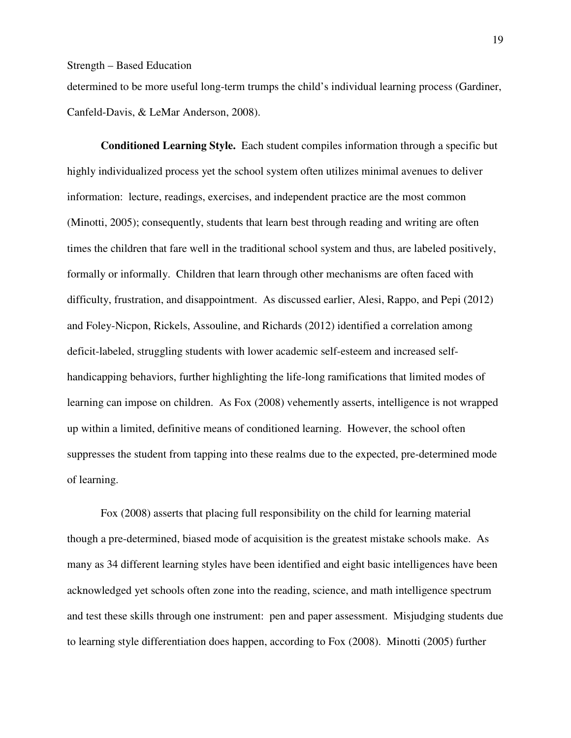determined to be more useful long-term trumps the child's individual learning process (Gardiner, Canfeld-Davis, & LeMar Anderson, 2008).

**Conditioned Learning Style.** Each student compiles information through a specific but highly individualized process yet the school system often utilizes minimal avenues to deliver information: lecture, readings, exercises, and independent practice are the most common (Minotti, 2005); consequently, students that learn best through reading and writing are often times the children that fare well in the traditional school system and thus, are labeled positively, formally or informally. Children that learn through other mechanisms are often faced with difficulty, frustration, and disappointment. As discussed earlier, Alesi, Rappo, and Pepi (2012) and Foley-Nicpon, Rickels, Assouline, and Richards (2012) identified a correlation among deficit-labeled, struggling students with lower academic self-esteem and increased self-handicapping behaviors, further highlighting the life-long ramifications that limited modes of learning can impose on children. As Fox (2008) vehemently asserts, intelligence is not wrapped up within a limited, definitive means of conditioned learning. However, the school often suppresses the student from tapping into these realms due to the expected, pre-determined mode of learning.

Fox (2008) asserts that placing full responsibility on the child for learning material though a pre-determined, biased mode of acquisition is the greatest mistake schools make. As many as 34 different learning styles have been identified and eight basic intelligences have been acknowledged yet schools often zone into the reading, science, and math intelligence spectrum and test these skills through one instrument: pen and paper assessment. Misjudging students due to learning style differentiation does happen, according to Fox (2008). Minotti (2005) further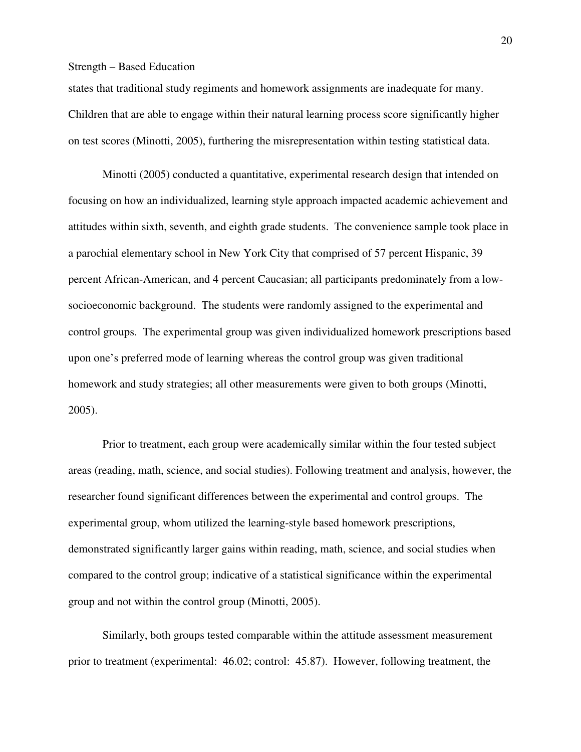states that traditional study regiments and homework assignments are inadequate for many. Children that are able to engage within their natural learning process score significantly higher on test scores (Minotti, 2005), furthering the misrepresentation within testing statistical data.

Minotti (2005) conducted a quantitative, experimental research design that intended on focusing on how an individualized, learning style approach impacted academic achievement and attitudes within sixth, seventh, and eighth grade students. The convenience sample took place in a parochial elementary school in New York City that comprised of 57 percent Hispanic, 39 percent African-American, and 4 percent Caucasian; all participants predominately from a low-socioeconomic background. The students were randomly assigned to the experimental and control groups. The experimental group was given individualized homework prescriptions based upon one's preferred mode of learning whereas the control group was given traditional homework and study strategies; all other measurements were given to both groups (Minotti, 2005).

Prior to treatment, each group were academically similar within the four tested subject areas (reading, math, science, and social studies). Following treatment and analysis, however, the researcher found significant differences between the experimental and control groups. The experimental group, whom utilized the learning-style based homework prescriptions, demonstrated significantly larger gains within reading, math, science, and social studies when compared to the control group; indicative of a statistical significance within the experimental group and not within the control group (Minotti, 2005).

Similarly, both groups tested comparable within the attitude assessment measurement prior to treatment (experimental: 46.02; control: 45.87). However, following treatment, the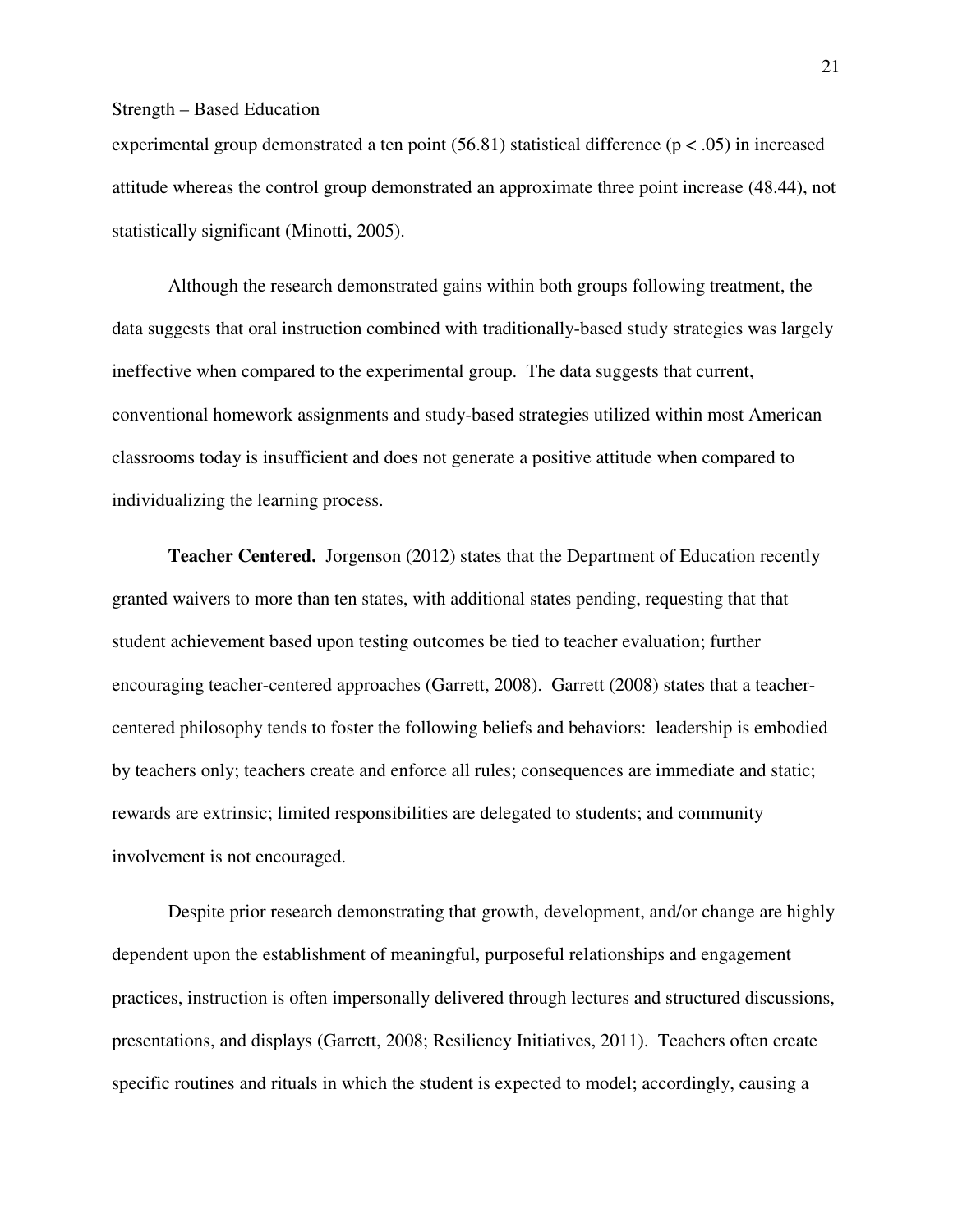experimental group demonstrated a ten point (56.81) statistical difference ($p < .05$) in increased attitude whereas the control group demonstrated an approximate three point increase (48.44), not statistically significant (Minotti, 2005).

Although the research demonstrated gains within both groups following treatment, the data suggests that oral instruction combined with traditionally-based study strategies was largely ineffective when compared to the experimental group. The data suggests that current, conventional homework assignments and study-based strategies utilized within most American classrooms today is insufficient and does not generate a positive attitude when compared to individualizing the learning process.

**Teacher Centered.** Jorgenson (2012) states that the Department of Education recently granted waivers to more than ten states, with additional states pending, requesting that that student achievement based upon testing outcomes be tied to teacher evaluation; further encouraging teacher-centered approaches (Garrett, 2008). Garrett (2008) states that a teacher-centered philosophy tends to foster the following beliefs and behaviors: leadership is embodied by teachers only; teachers create and enforce all rules; consequences are immediate and static; rewards are extrinsic; limited responsibilities are delegated to students; and community involvement is not encouraged.

Despite prior research demonstrating that growth, development, and/or change are highly dependent upon the establishment of meaningful, purposeful relationships and engagement practices, instruction is often impersonally delivered through lectures and structured discussions, presentations, and displays (Garrett, 2008; Resiliency Initiatives, 2011). Teachers often create specific routines and rituals in which the student is expected to model; accordingly, causing a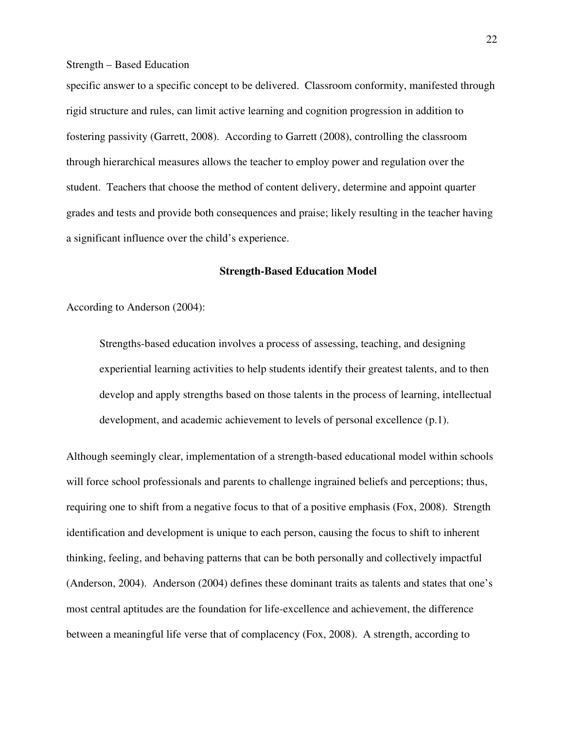specific answer to a specific concept to be delivered. Classroom conformity, manifested through rigid structure and rules, can limit active learning and cognition progression in addition to fostering passivity (Garrett, 2008). According to Garrett (2008), controlling the classroom through hierarchical measures allows the teacher to employ power and regulation over the student. Teachers that choose the method of content delivery, determine and appoint quarter grades and tests and provide both consequences and praise; likely resulting in the teacher having a significant influence over the child's experience.

## Strength-Based Education Model

According to Anderson (2004):

> Strengths-based education involves a process of assessing, teaching, and designing experiential learning activities to help students identify their greatest talents, and to then develop and apply strengths based on those talents in the process of learning, intellectual development, and academic achievement to levels of personal excellence (p.1).

Although seemingly clear, implementation of a strength-based educational model within schools will force school professionals and parents to challenge ingrained beliefs and perceptions; thus, requiring one to shift from a negative focus to that of a positive emphasis (Fox, 2008). Strength identification and development is unique to each person, causing the focus to shift to inherent thinking, feeling, and behaving patterns that can be both personally and collectively impactful (Anderson, 2004). Anderson (2004) defines these dominant traits as talents and states that one's most central aptitudes are the foundation for life-excellence and achievement, the difference between a meaningful life verse that of complacency (Fox, 2008). A strength, according to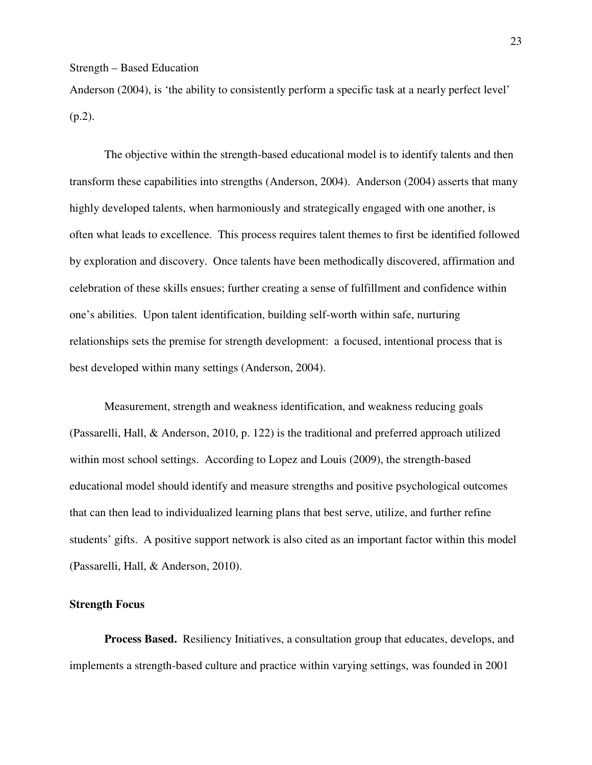Anderson (2004), is 'the ability to consistently perform a specific task at a nearly perfect level' (p.2).

The objective within the strength-based educational model is to identify talents and then transform these capabilities into strengths (Anderson, 2004). Anderson (2004) asserts that many highly developed talents, when harmoniously and strategically engaged with one another, is often what leads to excellence. This process requires talent themes to first be identified followed by exploration and discovery. Once talents have been methodically discovered, affirmation and celebration of these skills ensues; further creating a sense of fulfillment and confidence within one's abilities. Upon talent identification, building self-worth within safe, nurturing relationships sets the premise for strength development: a focused, intentional process that is best developed within many settings (Anderson, 2004).

Measurement, strength and weakness identification, and weakness reducing goals (Passarelli, Hall, & Anderson, 2010, p. 122) is the traditional and preferred approach utilized within most school settings. According to Lopez and Louis (2009), the strength-based educational model should identify and measure strengths and positive psychological outcomes that can then lead to individualized learning plans that best serve, utilize, and further refine students' gifts. A positive support network is also cited as an important factor within this model (Passarelli, Hall, & Anderson, 2010).

## Strength Focus

**Process Based.** Resiliency Initiatives, a consultation group that educates, develops, and implements a strength-based culture and practice within varying settings, was founded in 2001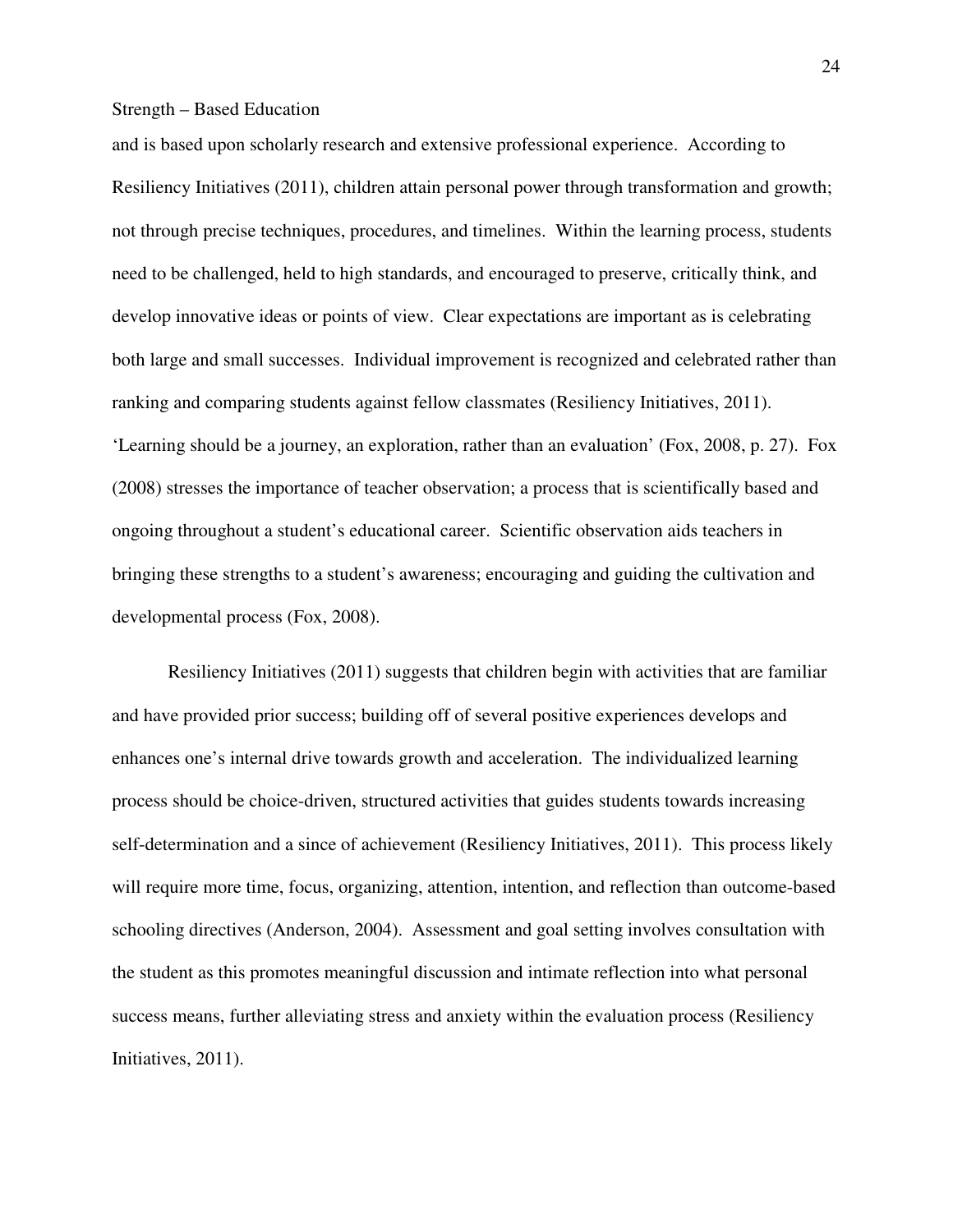and is based upon scholarly research and extensive professional experience. According to Resiliency Initiatives (2011), children attain personal power through transformation and growth; not through precise techniques, procedures, and timelines. Within the learning process, students need to be challenged, held to high standards, and encouraged to preserve, critically think, and develop innovative ideas or points of view. Clear expectations are important as is celebrating both large and small successes. Individual improvement is recognized and celebrated rather than ranking and comparing students against fellow classmates (Resiliency Initiatives, 2011). 'Learning should be a journey, an exploration, rather than an evaluation' (Fox, 2008, p. 27). Fox (2008) stresses the importance of teacher observation; a process that is scientifically based and ongoing throughout a student's educational career. Scientific observation aids teachers in bringing these strengths to a student's awareness; encouraging and guiding the cultivation and developmental process (Fox, 2008).

Resiliency Initiatives (2011) suggests that children begin with activities that are familiar and have provided prior success; building off of several positive experiences develops and enhances one's internal drive towards growth and acceleration. The individualized learning process should be choice-driven, structured activities that guides students towards increasing self-determination and a since of achievement (Resiliency Initiatives, 2011). This process likely will require more time, focus, organizing, attention, intention, and reflection than outcome-based schooling directives (Anderson, 2004). Assessment and goal setting involves consultation with the student as this promotes meaningful discussion and intimate reflection into what personal success means, further alleviating stress and anxiety within the evaluation process (Resiliency Initiatives, 2011).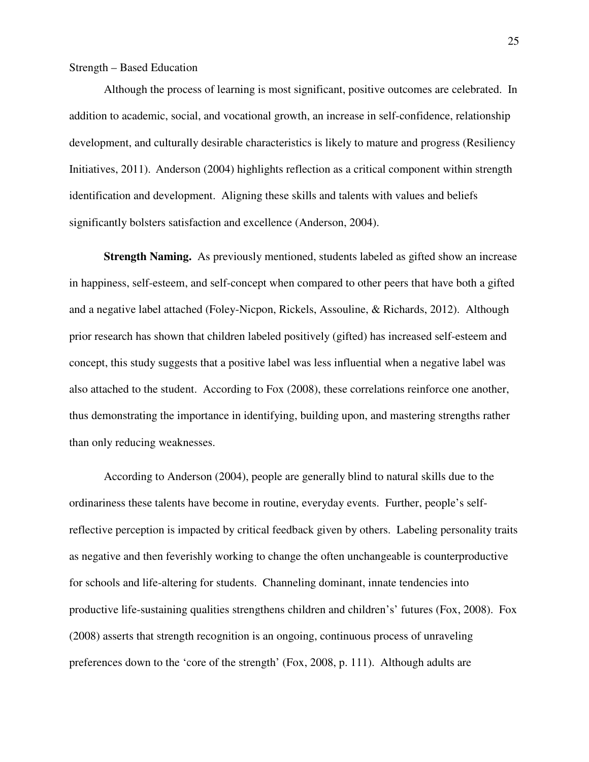Strength – Based Education

Although the process of learning is most significant, positive outcomes are celebrated. In addition to academic, social, and vocational growth, an increase in self-confidence, relationship development, and culturally desirable characteristics is likely to mature and progress (Resiliency Initiatives, 2011). Anderson (2004) highlights reflection as a critical component within strength identification and development. Aligning these skills and talents with values and beliefs significantly bolsters satisfaction and excellence (Anderson, 2004).

**Strength Naming.** As previously mentioned, students labeled as gifted show an increase in happiness, self-esteem, and self-concept when compared to other peers that have both a gifted and a negative label attached (Foley-Nicpon, Rickels, Assouline, & Richards, 2012). Although prior research has shown that children labeled positively (gifted) has increased self-esteem and concept, this study suggests that a positive label was less influential when a negative label was also attached to the student. According to Fox (2008), these correlations reinforce one another, thus demonstrating the importance in identifying, building upon, and mastering strengths rather than only reducing weaknesses.

According to Anderson (2004), people are generally blind to natural skills due to the ordinariness these talents have become in routine, everyday events. Further, people's self-reflective perception is impacted by critical feedback given by others. Labeling personality traits as negative and then feverishly working to change the often unchangeable is counterproductive for schools and life-altering for students. Channeling dominant, innate tendencies into productive life-sustaining qualities strengthens children and childrens' futures (Fox, 2008). Fox (2008) asserts that strength recognition is an ongoing, continuous process of unraveling preferences down to the 'core of the strength' (Fox, 2008, p. 111). Although adults are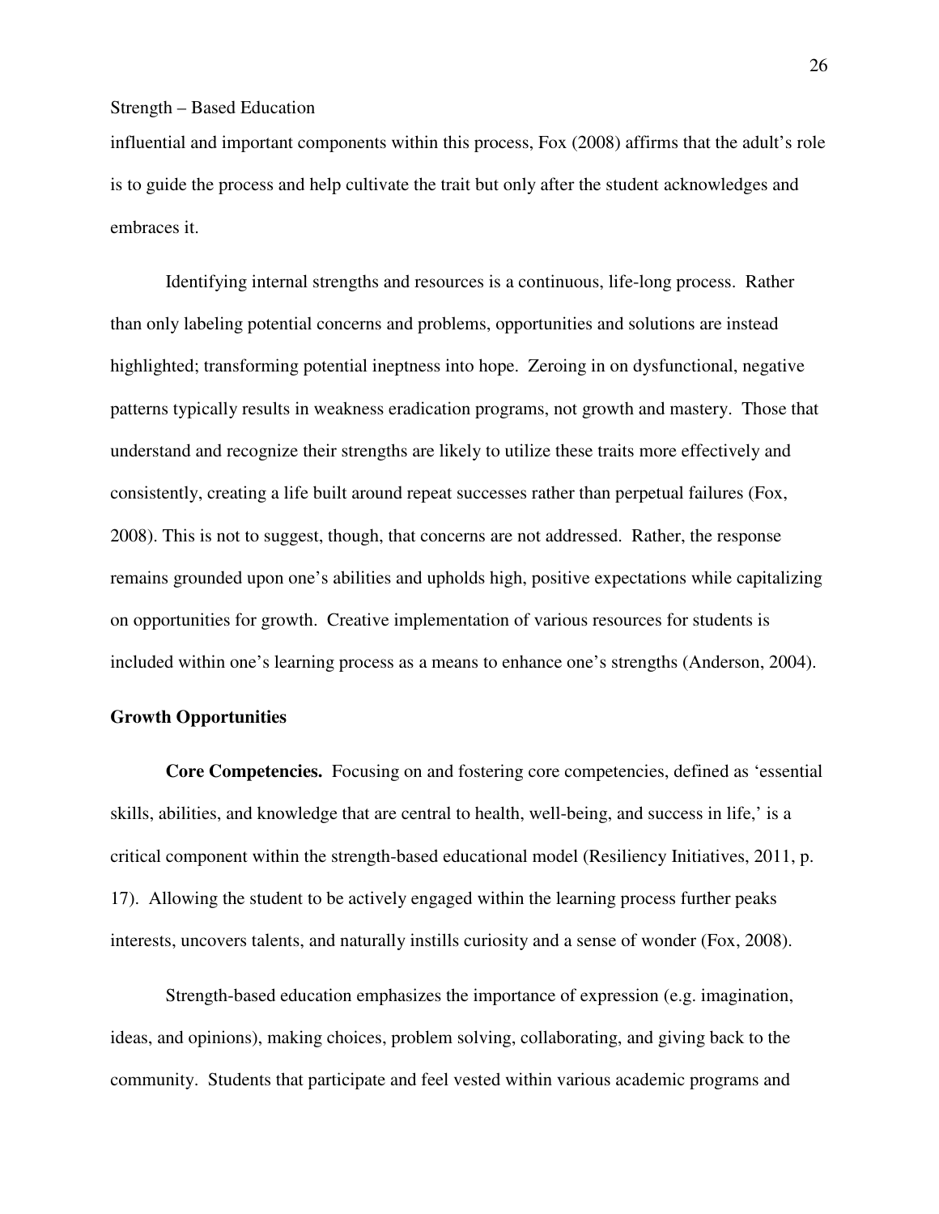influential and important components within this process, Fox (2008) affirms that the adult's role is to guide the process and help cultivate the trait but only after the student acknowledges and embraces it.

Identifying internal strengths and resources is a continuous, life-long process. Rather than only labeling potential concerns and problems, opportunities and solutions are instead highlighted; transforming potential ineptness into hope. Zeroing in on dysfunctional, negative patterns typically results in weakness eradication programs, not growth and mastery. Those that understand and recognize their strengths are likely to utilize these traits more effectively and consistently, creating a life built around repeat successes rather than perpetual failures (Fox, 2008). This is not to suggest, though, that concerns are not addressed. Rather, the response remains grounded upon one's abilities and upholds high, positive expectations while capitalizing on opportunities for growth. Creative implementation of various resources for students is included within one's learning process as a means to enhance one's strengths (Anderson, 2004).

## Growth Opportunities

**Core Competencies.** Focusing on and fostering core competencies, defined as 'essential skills, abilities, and knowledge that are central to health, well-being, and success in life,' is a critical component within the strength-based educational model (Resiliency Initiatives, 2011, p. 17). Allowing the student to be actively engaged within the learning process further peaks interests, uncovers talents, and naturally instills curiosity and a sense of wonder (Fox, 2008).

Strength-based education emphasizes the importance of expression (e.g. imagination, ideas, and opinions), making choices, problem solving, collaborating, and giving back to the community. Students that participate and feel vested within various academic programs and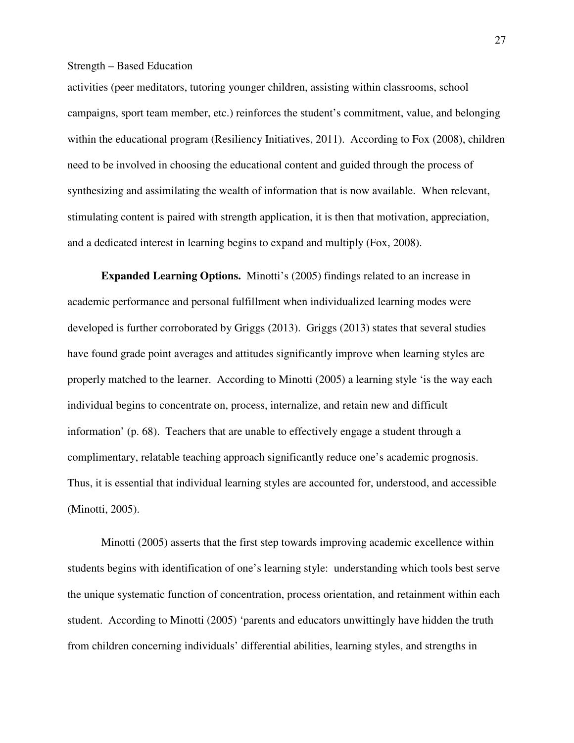activities (peer meditators, tutoring younger children, assisting within classrooms, school campaigns, sport team member, etc.) reinforces the student's commitment, value, and belonging within the educational program (Resiliency Initiatives, 2011). According to Fox (2008), children need to be involved in choosing the educational content and guided through the process of synthesizing and assimilating the wealth of information that is now available. When relevant, stimulating content is paired with strength application, it is then that motivation, appreciation, and a dedicated interest in learning begins to expand and multiply (Fox, 2008).

**Expanded Learning Options.** Minotti's (2005) findings related to an increase in academic performance and personal fulfillment when individualized learning modes were developed is further corroborated by Griggs (2013). Griggs (2013) states that several studies have found grade point averages and attitudes significantly improve when learning styles are properly matched to the learner. According to Minotti (2005) a learning style 'is the way each individual begins to concentrate on, process, internalize, and retain new and difficult information' (p. 68). Teachers that are unable to effectively engage a student through a complimentary, relatable teaching approach significantly reduce one's academic prognosis. Thus, it is essential that individual learning styles are accounted for, understood, and accessible (Minotti, 2005).

Minotti (2005) asserts that the first step towards improving academic excellence within students begins with identification of one's learning style: understanding which tools best serve the unique systematic function of concentration, process orientation, and retainment within each student. According to Minotti (2005) 'parents and educators unwittingly have hidden the truth from children concerning individuals' differential abilities, learning styles, and strengths in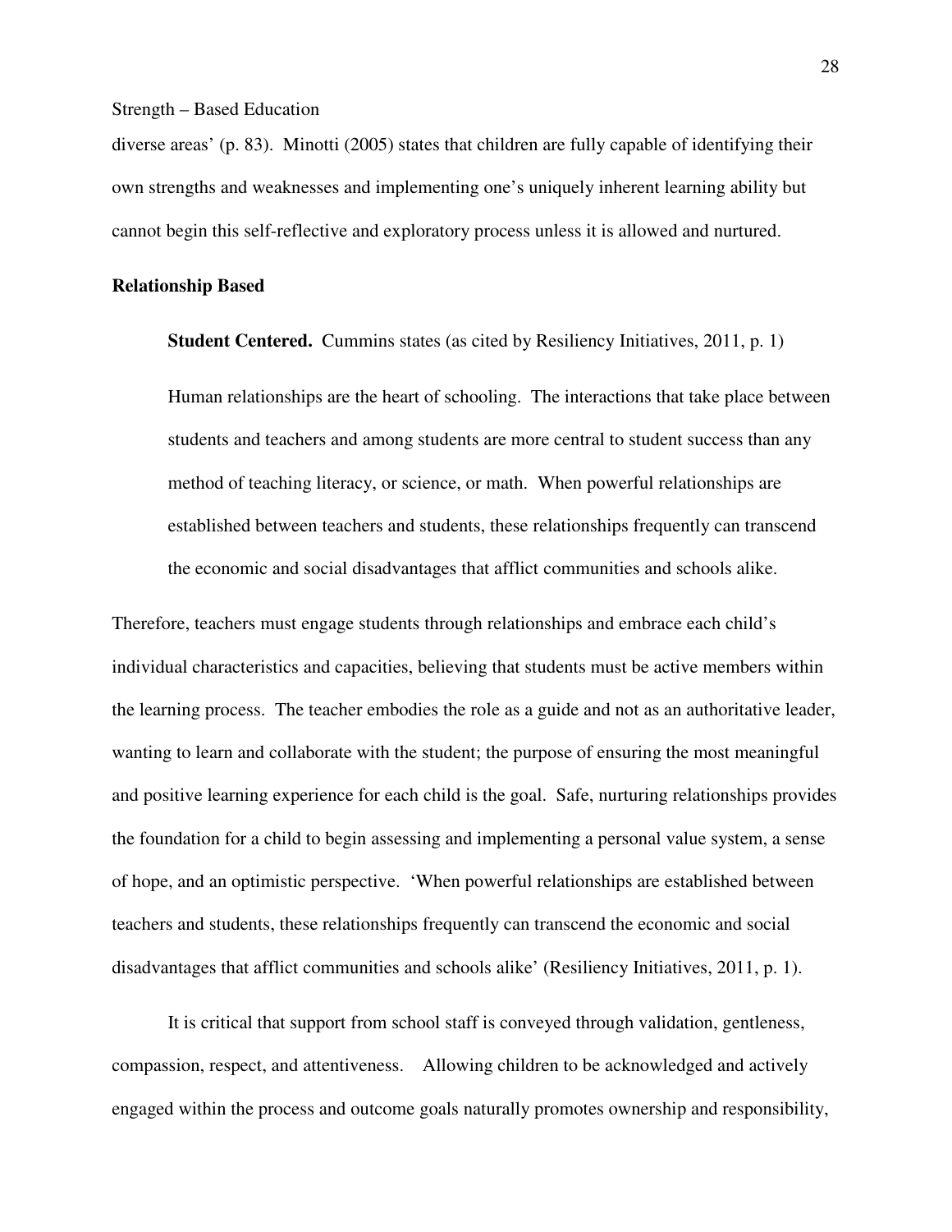diverse areas' (p. 83). Minotti (2005) states that children are fully capable of identifying their own strengths and weaknesses and implementing one's uniquely inherent learning ability but cannot begin this self-reflective and exploratory process unless it is allowed and nurtured.

## Relationship Based

**Student Centered.** Cummins states (as cited by Resiliency Initiatives, 2011, p. 1)

> Human relationships are the heart of schooling. The interactions that take place between students and teachers and among students are more central to student success than any method of teaching literacy, or science, or math. When powerful relationships are established between teachers and students, these relationships frequently can transcend the economic and social disadvantages that afflict communities and schools alike.

Therefore, teachers must engage students through relationships and embrace each child's individual characteristics and capacities, believing that students must be active members within the learning process. The teacher embodies the role as a guide and not as an authoritative leader, wanting to learn and collaborate with the student; the purpose of ensuring the most meaningful and positive learning experience for each child is the goal. Safe, nurturing relationships provides the foundation for a child to begin assessing and implementing a personal value system, a sense of hope, and an optimistic perspective. 'When powerful relationships are established between teachers and students, these relationships frequently can transcend the economic and social disadvantages that afflict communities and schools alike' (Resiliency Initiatives, 2011, p. 1).

It is critical that support from school staff is conveyed through validation, gentleness, compassion, respect, and attentiveness. Allowing children to be acknowledged and actively engaged within the process and outcome goals naturally promotes ownership and responsibility,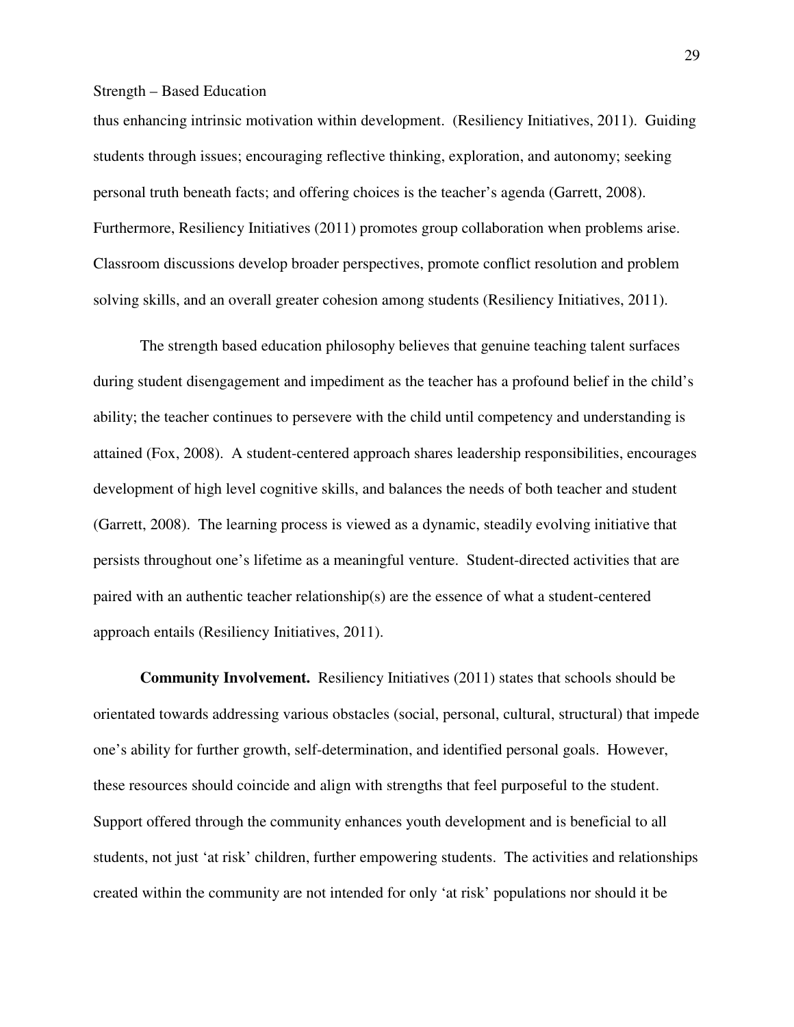thus enhancing intrinsic motivation within development. (Resiliency Initiatives, 2011). Guiding students through issues; encouraging reflective thinking, exploration, and autonomy; seeking personal truth beneath facts; and offering choices is the teacher's agenda (Garrett, 2008). Furthermore, Resiliency Initiatives (2011) promotes group collaboration when problems arise. Classroom discussions develop broader perspectives, promote conflict resolution and problem solving skills, and an overall greater cohesion among students (Resiliency Initiatives, 2011).

The strength based education philosophy believes that genuine teaching talent surfaces during student disengagement and impediment as the teacher has a profound belief in the child's ability; the teacher continues to persevere with the child until competency and understanding is attained (Fox, 2008). A student-centered approach shares leadership responsibilities, encourages development of high level cognitive skills, and balances the needs of both teacher and student (Garrett, 2008). The learning process is viewed as a dynamic, steadily evolving initiative that persists throughout one's lifetime as a meaningful venture. Student-directed activities that are paired with an authentic teacher relationship(s) are the essence of what a student-centered approach entails (Resiliency Initiatives, 2011).

**Community Involvement.** Resiliency Initiatives (2011) states that schools should be orientated towards addressing various obstacles (social, personal, cultural, structural) that impede one's ability for further growth, self-determination, and identified personal goals. However, these resources should coincide and align with strengths that feel purposeful to the student. Support offered through the community enhances youth development and is beneficial to all students, not just 'at risk' children, further empowering students. The activities and relationships created within the community are not intended for only 'at risk' populations nor should it be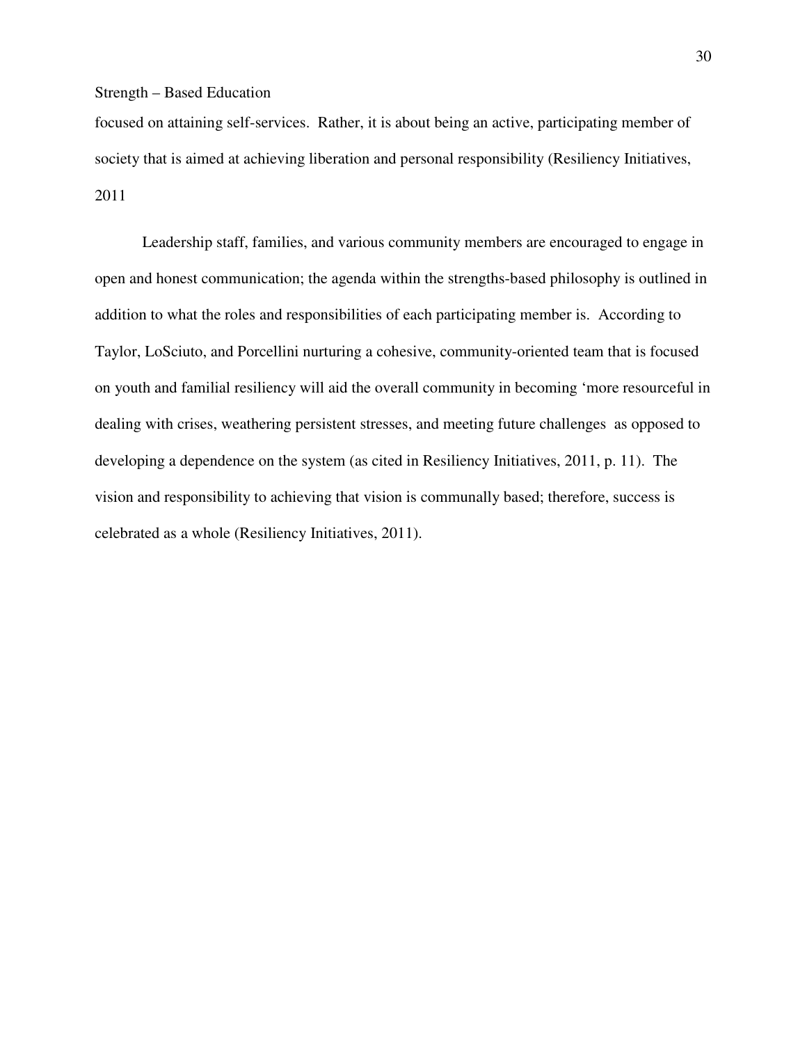focused on attaining self-services. Rather, it is about being an active, participating member of society that is aimed at achieving liberation and personal responsibility (Resiliency Initiatives, 2011

Leadership staff, families, and various community members are encouraged to engage in open and honest communication; the agenda within the strengths-based philosophy is outlined in addition to what the roles and responsibilities of each participating member is. According to Taylor, LoSciuto, and Porcellini nurturing a cohesive, community-oriented team that is focused on youth and familial resiliency will aid the overall community in becoming 'more resourceful in dealing with crises, weathering persistent stresses, and meeting future challenges as opposed to developing a dependence on the system (as cited in Resiliency Initiatives, 2011, p. 11). The vision and responsibility to achieving that vision is communally based; therefore, success is celebrated as a whole (Resiliency Initiatives, 2011).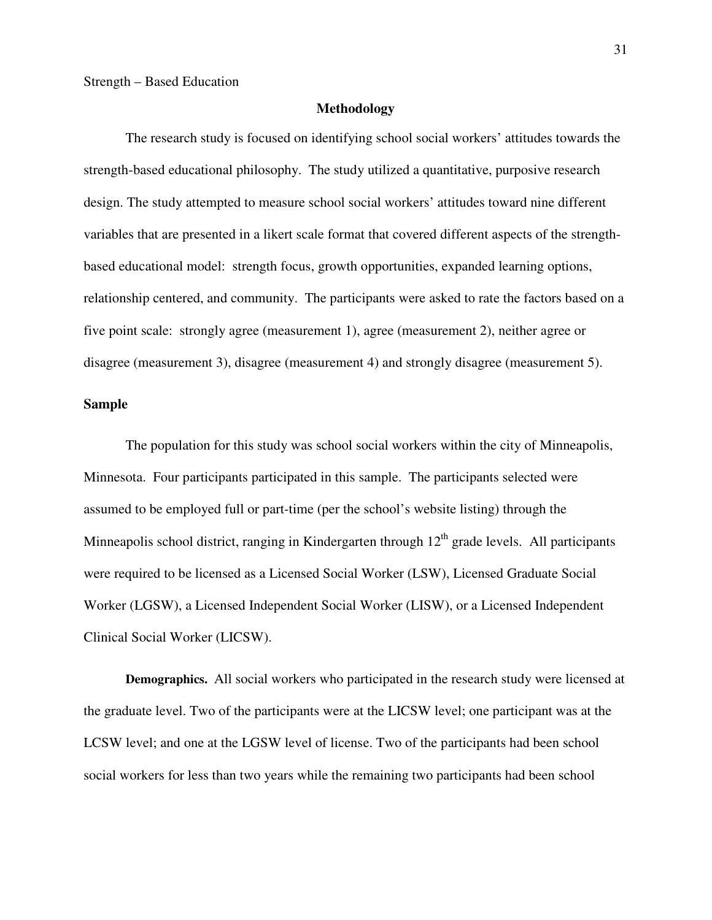## Methodology

The research study is focused on identifying school social workers' attitudes towards the strength-based educational philosophy. The study utilized a quantitative, purposive research design. The study attempted to measure school social workers' attitudes toward nine different variables that are presented in a likert scale format that covered different aspects of the strength-based educational model: strength focus, growth opportunities, expanded learning options, relationship centered, and community. The participants were asked to rate the factors based on a five point scale: strongly agree (measurement 1), agree (measurement 2), neither agree or disagree (measurement 3), disagree (measurement 4) and strongly disagree (measurement 5).

### Sample

The population for this study was school social workers within the city of Minneapolis, Minnesota. Four participants participated in this sample. The participants selected were assumed to be employed full or part-time (per the school's website listing) through the Minneapolis school district, ranging in Kindergarten through 12th grade levels. All participants were required to be licensed as a Licensed Social Worker (LSW), Licensed Graduate Social Worker (LGSW), a Licensed Independent Social Worker (LISW), or a Licensed Independent Clinical Social Worker (LICSW).

**Demographics.** All social workers who participated in the research study were licensed at the graduate level. Two of the participants were at the LICSW level; one participant was at the LCSW level; and one at the LGSW level of license. Two of the participants had been school social workers for less than two years while the remaining two participants had been school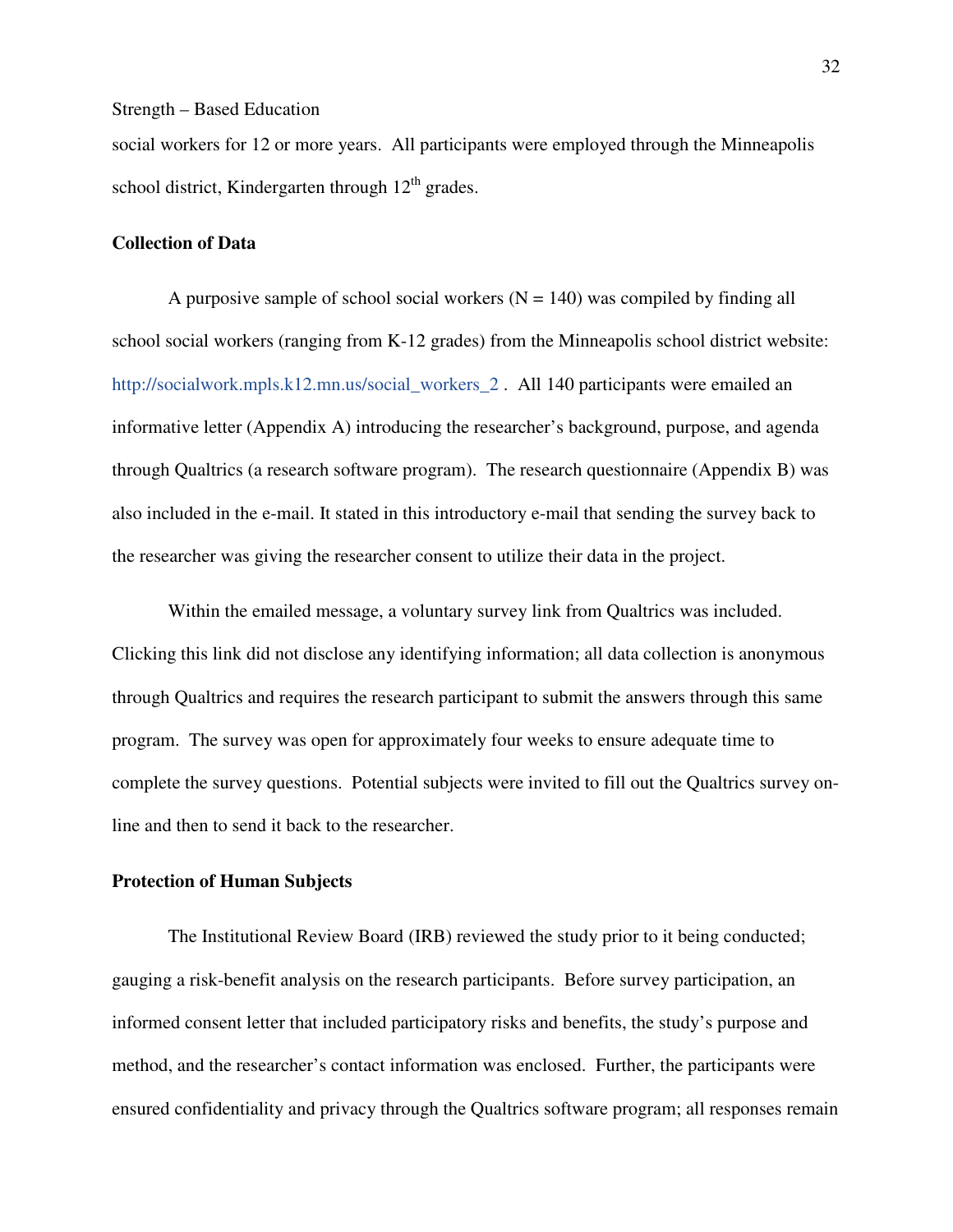social workers for 12 or more years. All participants were employed through the Minneapolis school district, Kindergarten through 12th grades.

**Collection of Data**

A purposive sample of school social workers (N = 140) was compiled by finding all school social workers (ranging from K-12 grades) from the Minneapolis school district website: http://socialwork.mpls.k12.mn.us/social_workers_2 . All 140 participants were emailed an informative letter (Appendix A) introducing the researcher's background, purpose, and agenda through Qualtrics (a research software program). The research questionnaire (Appendix B) was also included in the e-mail. It stated in this introductory e-mail that sending the survey back to the researcher was giving the researcher consent to utilize their data in the project.

Within the emailed message, a voluntary survey link from Qualtrics was included. Clicking this link did not disclose any identifying information; all data collection is anonymous through Qualtrics and requires the research participant to submit the answers through this same program. The survey was open for approximately four weeks to ensure adequate time to complete the survey questions. Potential subjects were invited to fill out the Qualtrics survey on-line and then to send it back to the researcher.

**Protection of Human Subjects**

The Institutional Review Board (IRB) reviewed the study prior to it being conducted; gauging a risk-benefit analysis on the research participants. Before survey participation, an informed consent letter that included participatory risks and benefits, the study's purpose and method, and the researcher's contact information was enclosed. Further, the participants were ensured confidentiality and privacy through the Qualtrics software program; all responses remain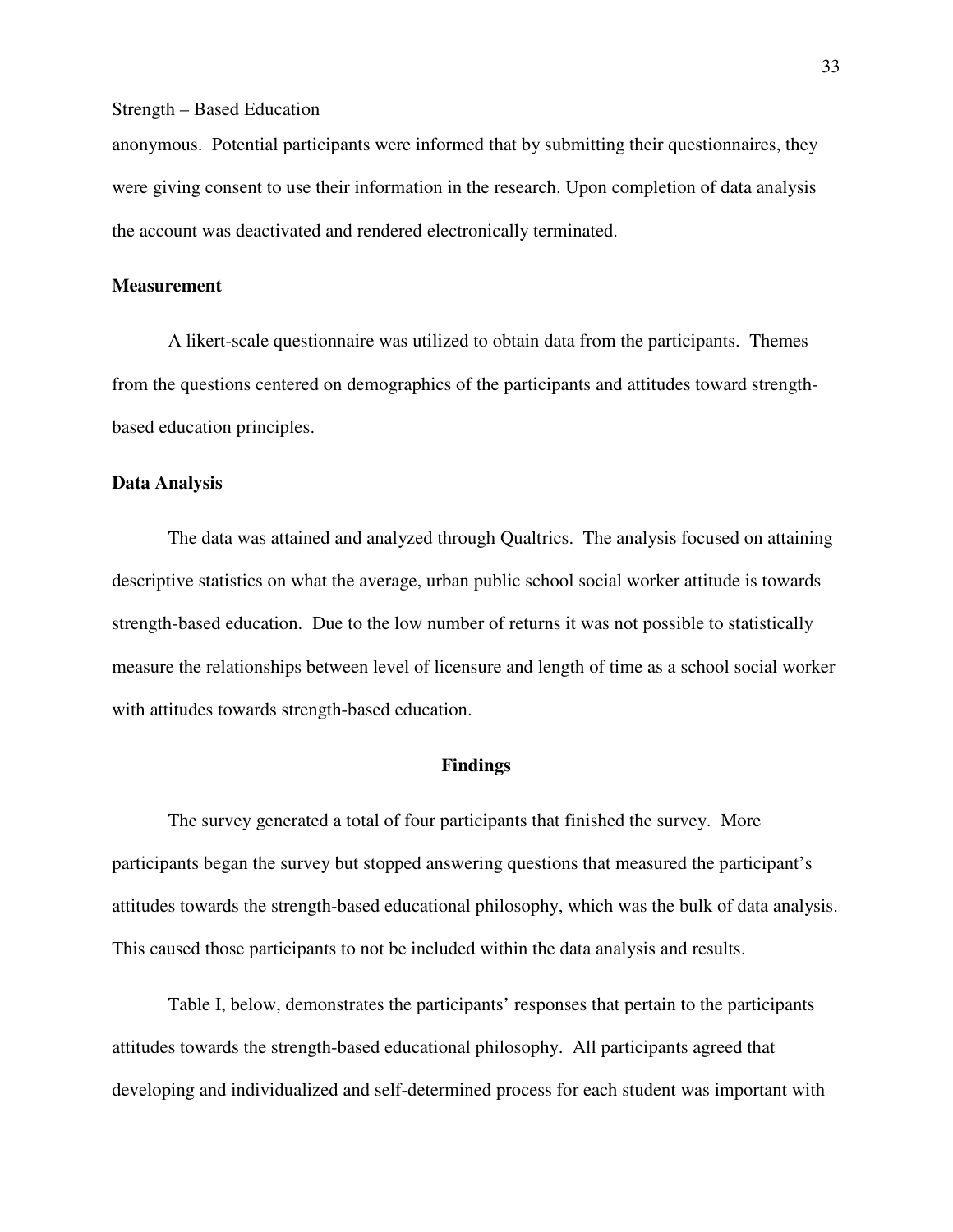anonymous. Potential participants were informed that by submitting their questionnaires, they were giving consent to use their information in the research. Upon completion of data analysis the account was deactivated and rendered electronically terminated.

**Measurement**

A likert-scale questionnaire was utilized to obtain data from the participants. Themes from the questions centered on demographics of the participants and attitudes toward strength-based education principles.

**Data Analysis**

The data was attained and analyzed through Qualtrics. The analysis focused on attaining descriptive statistics on what the average, urban public school social worker attitude is towards strength-based education. Due to the low number of returns it was not possible to statistically measure the relationships between level of licensure and length of time as a school social worker with attitudes towards strength-based education.

## Findings

The survey generated a total of four participants that finished the survey. More participants began the survey but stopped answering questions that measured the participant's attitudes towards the strength-based educational philosophy, which was the bulk of data analysis. This caused those participants to not be included within the data analysis and results.

Table I, below, demonstrates the participants' responses that pertain to the participants attitudes towards the strength-based educational philosophy. All participants agreed that developing and individualized and self-determined process for each student was important with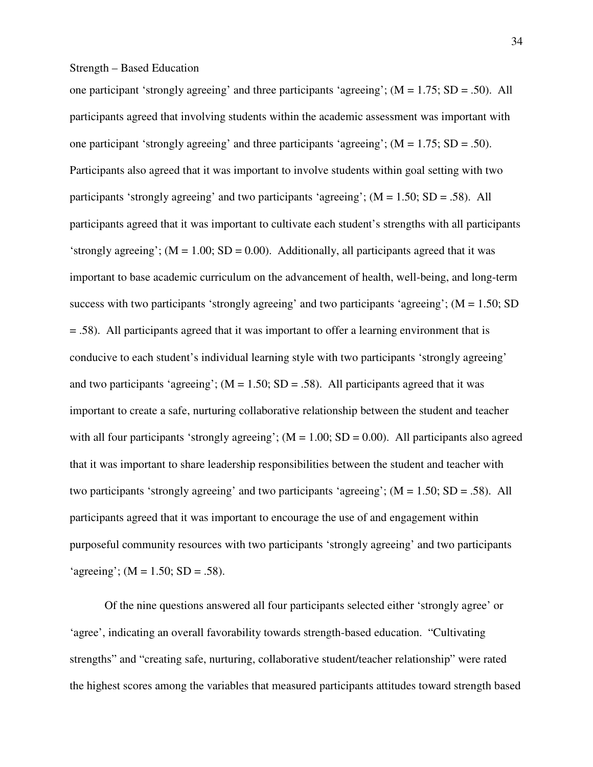one participant 'strongly agreeing' and three participants 'agreeing'; ($M = 1.75$; $SD = .50$). All participants agreed that involving students within the academic assessment was important with one participant 'strongly agreeing' and three participants 'agreeing'; ($M = 1.75$; $SD = .50$). Participants also agreed that it was important to involve students within goal setting with two participants 'strongly agreeing' and two participants 'agreeing'; ($M = 1.50$; $SD = .58$). All participants agreed that it was important to cultivate each student's strengths with all participants 'strongly agreeing'; ($M = 1.00$; $SD = 0.00$). Additionally, all participants agreed that it was important to base academic curriculum on the advancement of health, well-being, and long-term success with two participants 'strongly agreeing' and two participants 'agreeing'; ($M = 1.50$; $SD = .58$). All participants agreed that it was important to offer a learning environment that is conducive to each student's individual learning style with two participants 'strongly agreeing' and two participants 'agreeing'; ($M = 1.50$; $SD = .58$). All participants agreed that it was important to create a safe, nurturing collaborative relationship between the student and teacher with all four participants 'strongly agreeing'; ($M = 1.00$; $SD = 0.00$). All participants also agreed that it was important to share leadership responsibilities between the student and teacher with two participants 'strongly agreeing' and two participants 'agreeing'; ($M = 1.50$; $SD = .58$). All participants agreed that it was important to encourage the use of and engagement within purposeful community resources with two participants 'strongly agreeing' and two participants 'agreeing'; ($M = 1.50$; $SD = .58$).

Of the nine questions answered all four participants selected either 'strongly agree' or 'agree', indicating an overall favorability towards strength-based education. "Cultivating strengths" and "creating safe, nurturing, collaborative student/teacher relationship" were rated the highest scores among the variables that measured participants attitudes toward strength based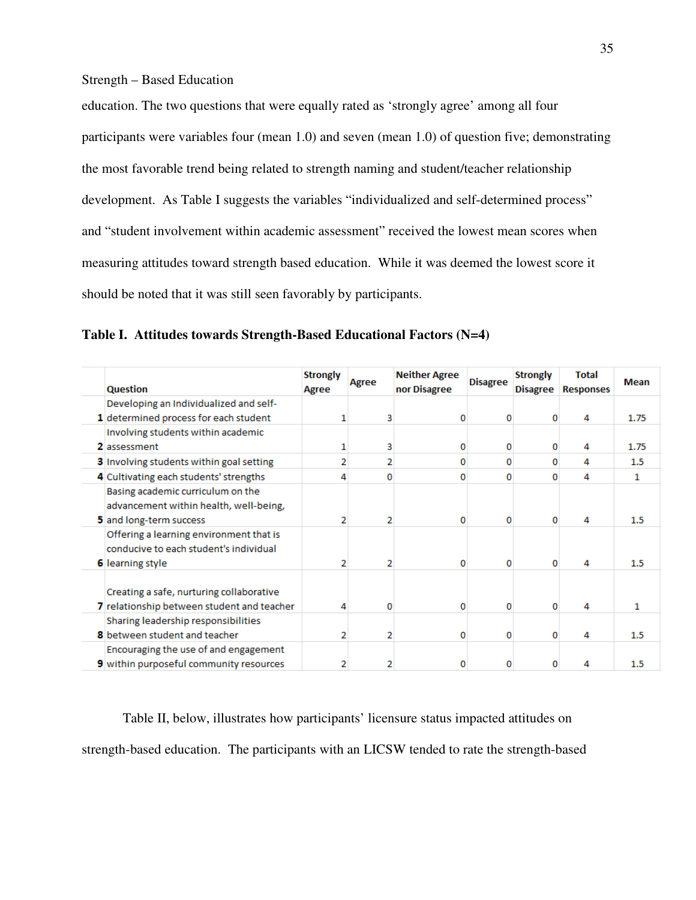education. The two questions that were equally rated as 'strongly agree' among all four participants were variables four (mean 1.0) and seven (mean 1.0) of question five; demonstrating the most favorable trend being related to strength naming and student/teacher relationship development. As Table I suggests the variables "individualized and self-determined process" and "student involvement within academic assessment" received the lowest mean scores when measuring attitudes toward strength based education. While it was deemed the lowest score it should be noted that it was still seen favorably by participants.

**Table I. Attitudes towards Strength-Based Educational Factors (N=4)**

| | Question | Strongly Agree | Agree | Neither Agree nor Disagree | Disagree | Strongly Disagree | Total Responses | Mean |
|---|---|---|---|---|---|---|---|---|
| 1 | Developing an Individualized and self-determined process for each student | 1 | 3 | 0 | 0 | 0 | 4 | 1.75 |
| 2 | Involving students within academic assessment | 1 | 3 | 0 | 0 | 0 | 4 | 1.75 |
| 3 | Involving students within goal setting | 2 | 2 | 0 | 0 | 0 | 4 | 1.5 |
| 4 | Cultivating each students' strengths | 4 | 0 | 0 | 0 | 0 | 4 | 1 |
| 5 | Basing academic curriculum on the advancement within health, well-being, and long-term success | 2 | 2 | 0 | 0 | 0 | 4 | 1.5 |
| 6 | Offering a learning environment that is conducive to each student's individual learning style | 2 | 2 | 0 | 0 | 0 | 4 | 1.5 |
| 7 | Creating a safe, nurturing collaborative relationship between student and teacher | 4 | 0 | 0 | 0 | 0 | 4 | 1 |
| 8 | Sharing leadership responsibilities between student and teacher | 2 | 2 | 0 | 0 | 0 | 4 | 1.5 |
| 9 | Encouraging the use of and engagement within purposeful community resources | 2 | 2 | 0 | 0 | 0 | 4 | 1.5 |

Table II, below, illustrates how participants' licensure status impacted attitudes on strength-based education. The participants with an LICSW tended to rate the strength-based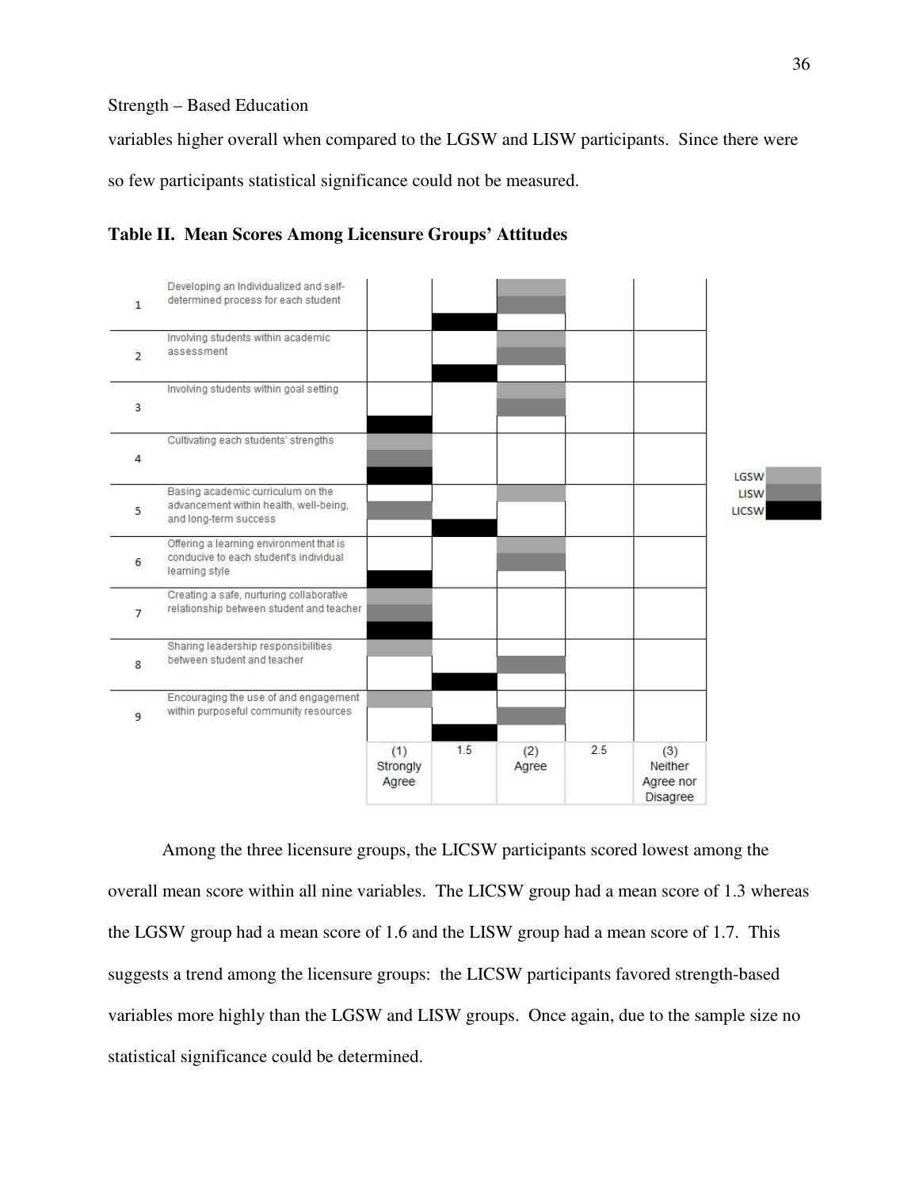variables higher overall when compared to the LGSW and LISW participants. Since there were so few participants statistical significance could not be measured.

**Table II. Mean Scores Among Licensure Groups' Attitudes**

| | | (1) Strongly Agree | 1.5 | (2) Agree | 2.5 | (3) Neither Agree nor Disagree |
|---|---|---|---|---|---|---|
| 1 | Developing an Individualized and self-determined process for each student | | LICSW | LGSW, LISW | | |
| 2 | Involving students within academic assessment | | LICSW | LGSW, LISW | | |
| 3 | Involving students within goal setting | LICSW | | LGSW, LISW | | |
| 4 | Cultivating each students' strengths | LGSW, LISW, LICSW | | | | |
| 5 | Basing academic curriculum on the advancement within health, well-being, and long-term success | LISW | LICSW | LGSW | | |
| 6 | Offering a learning environment that is conducive to each student's individual learning style | LICSW | | LGSW, LISW | | |
| 7 | Creating a safe, nurturing collaborative relationship between student and teacher | LGSW, LISW, LICSW | | | | |
| 8 | Sharing leadership responsibilities between student and teacher | LGSW | LICSW | LISW | | |
| 9 | Encouraging the use of and engagement within purposeful community resources | LGSW | LICSW | LISW | | |

Among the three licensure groups, the LICSW participants scored lowest among the overall mean score within all nine variables. The LICSW group had a mean score of 1.3 whereas the LGSW group had a mean score of 1.6 and the LISW group had a mean score of 1.7. This suggests a trend among the licensure groups: the LICSW participants favored strength-based variables more highly than the LGSW and LISW groups. Once again, due to the sample size no statistical significance could be determined.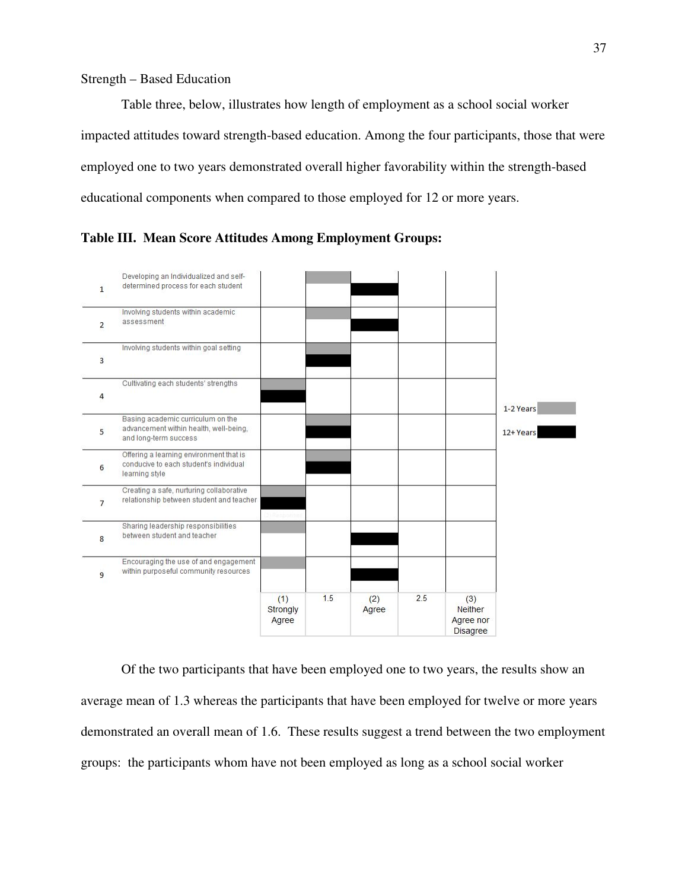Strength – Based Education

Table three, below, illustrates how length of employment as a school social worker impacted attitudes toward strength-based education. Among the four participants, those that were employed one to two years demonstrated overall higher favorability within the strength-based educational components when compared to those employed for 12 or more years.

**Table III. Mean Score Attitudes Among Employment Groups:**

| | | (1) Strongly Agree | 1.5 | (2) Agree | 2.5 | (3) Neither Agree nor Disagree |
|---|---|---|---|---|---|---|
| 1 | Developing an Individualized and self-determined process for each student | | 1-2 Years | 12+ Years | | |
| 2 | Involving students within academic assessment | | 1-2 Years | 12+ Years | | |
| 3 | Involving students within goal setting | | 1-2 Years; 12+ Years | | | |
| 4 | Cultivating each students' strengths | 1-2 Years; 12+ Years | | | | |
| 5 | Basing academic curriculum on the advancement within health, well-being, and long-term success | | 1-2 Years; 12+ Years | | | |
| 6 | Offering a learning environment that is conducive to each student's individual learning style | | 1-2 Years; 12+ Years | | | |
| 7 | Creating a safe, nurturing collaborative relationship between student and teacher | 1-2 Years; 12+ Years | | | | |
| 8 | Sharing leadership responsibilities between student and teacher | 1-2 Years | | 12+ Years | | |
| 9 | Encouraging the use of and engagement within purposeful community resources | 1-2 Years | | 12+ Years | | |

1-2 Years / 12+ Years

Of the two participants that have been employed one to two years, the results show an average mean of 1.3 whereas the participants that have been employed for twelve or more years demonstrated an overall mean of 1.6. These results suggest a trend between the two employment groups: the participants whom have not been employed as long as a school social worker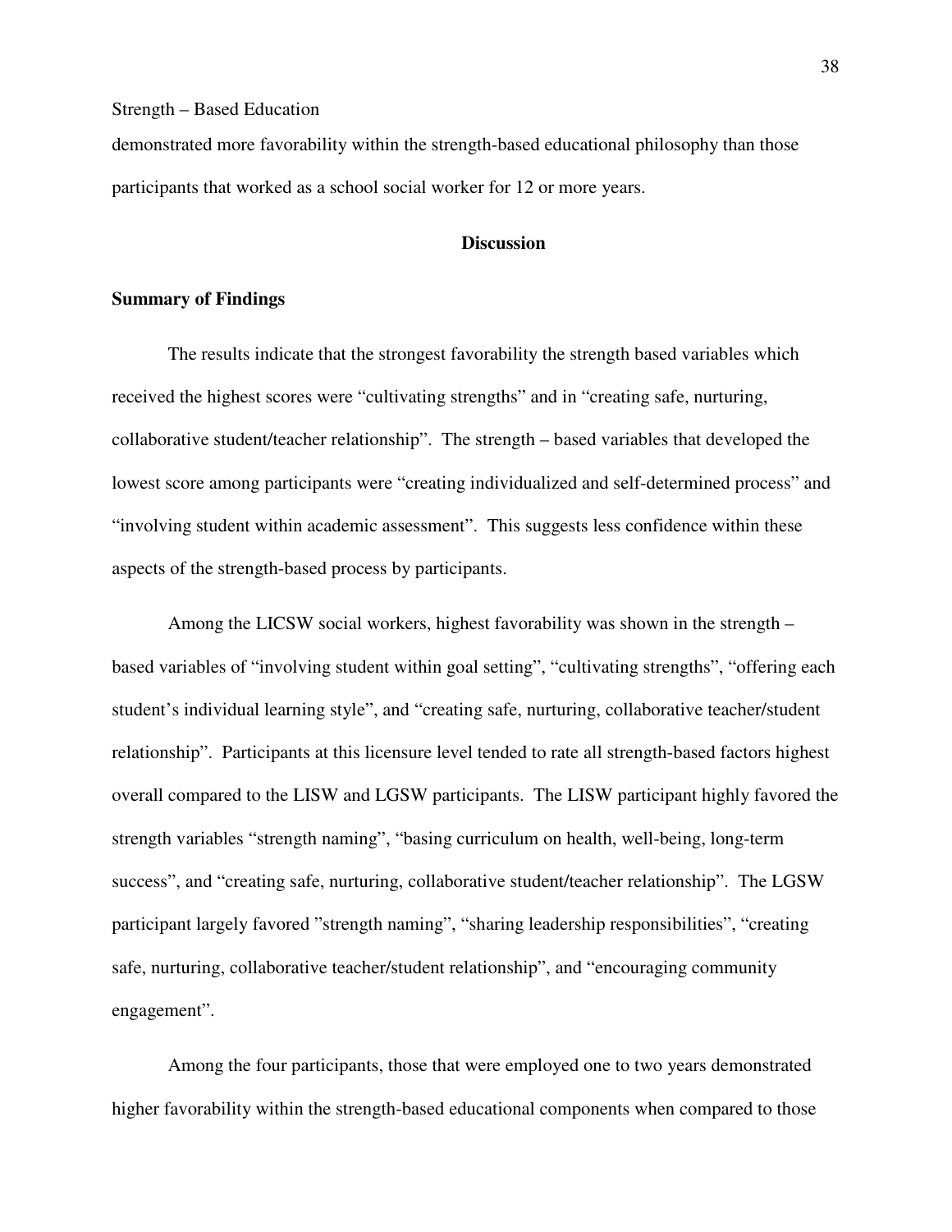demonstrated more favorability within the strength-based educational philosophy than those participants that worked as a school social worker for 12 or more years.

## Discussion

### Summary of Findings

The results indicate that the strongest favorability the strength based variables which received the highest scores were "cultivating strengths" and in "creating safe, nurturing, collaborative student/teacher relationship". The strength – based variables that developed the lowest score among participants were "creating individualized and self-determined process" and "involving student within academic assessment". This suggests less confidence within these aspects of the strength-based process by participants.

Among the LICSW social workers, highest favorability was shown in the strength – based variables of "involving student within goal setting", "cultivating strengths", "offering each student's individual learning style", and "creating safe, nurturing, collaborative teacher/student relationship". Participants at this licensure level tended to rate all strength-based factors highest overall compared to the LISW and LGSW participants. The LISW participant highly favored the strength variables "strength naming", "basing curriculum on health, well-being, long-term success", and "creating safe, nurturing, collaborative student/teacher relationship". The LGSW participant largely favored "strength naming", "sharing leadership responsibilities", "creating safe, nurturing, collaborative teacher/student relationship", and "encouraging community engagement".

Among the four participants, those that were employed one to two years demonstrated higher favorability within the strength-based educational components when compared to those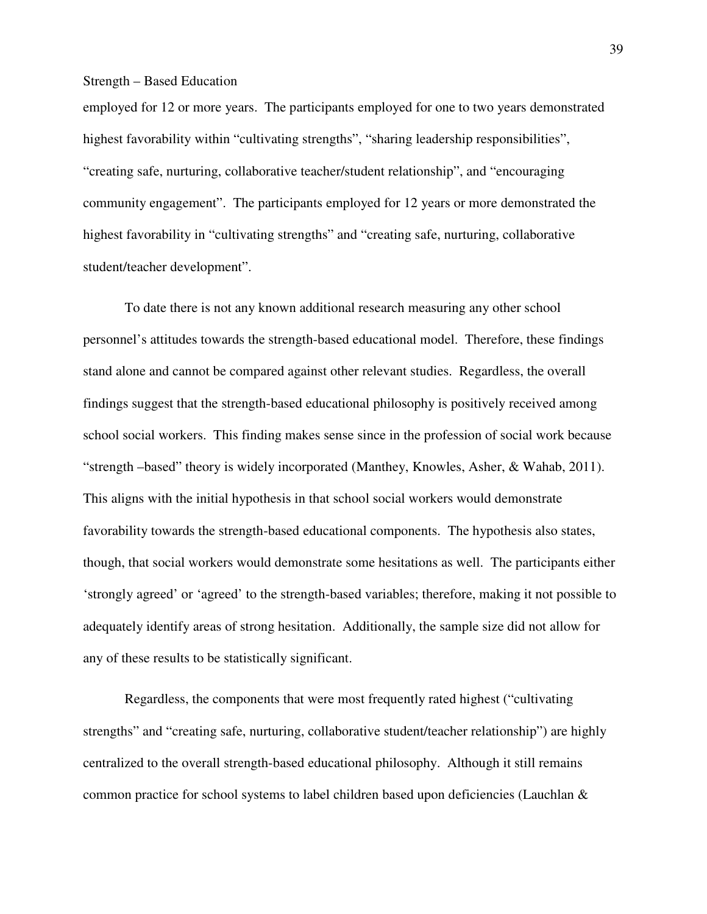employed for 12 or more years. The participants employed for one to two years demonstrated highest favorability within "cultivating strengths", "sharing leadership responsibilities", "creating safe, nurturing, collaborative teacher/student relationship", and "encouraging community engagement". The participants employed for 12 years or more demonstrated the highest favorability in "cultivating strengths" and "creating safe, nurturing, collaborative student/teacher development".

To date there is not any known additional research measuring any other school personnel's attitudes towards the strength-based educational model. Therefore, these findings stand alone and cannot be compared against other relevant studies. Regardless, the overall findings suggest that the strength-based educational philosophy is positively received among school social workers. This finding makes sense since in the profession of social work because "strength –based" theory is widely incorporated (Manthey, Knowles, Asher, & Wahab, 2011). This aligns with the initial hypothesis in that school social workers would demonstrate favorability towards the strength-based educational components. The hypothesis also states, though, that social workers would demonstrate some hesitations as well. The participants either 'strongly agreed' or 'agreed' to the strength-based variables; therefore, making it not possible to adequately identify areas of strong hesitation. Additionally, the sample size did not allow for any of these results to be statistically significant.

Regardless, the components that were most frequently rated highest ("cultivating strengths" and "creating safe, nurturing, collaborative student/teacher relationship") are highly centralized to the overall strength-based educational philosophy. Although it still remains common practice for school systems to label children based upon deficiencies (Lauchlan &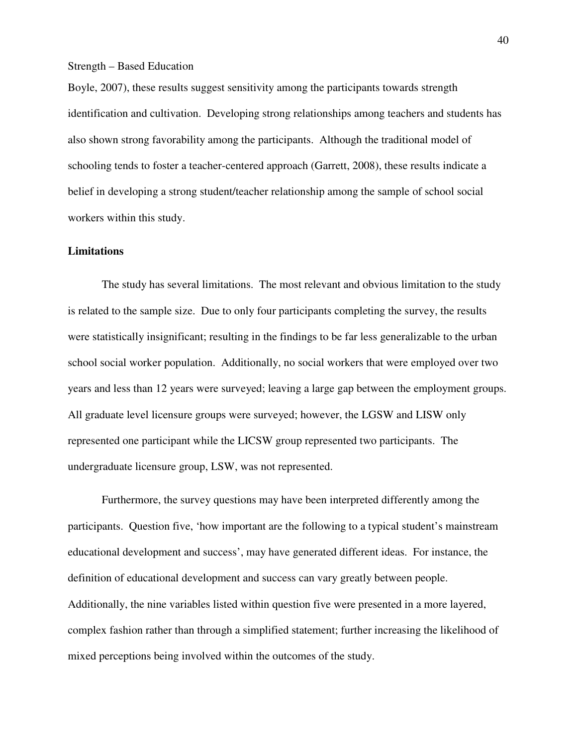Boyle, 2007), these results suggest sensitivity among the participants towards strength identification and cultivation. Developing strong relationships among teachers and students has also shown strong favorability among the participants. Although the traditional model of schooling tends to foster a teacher-centered approach (Garrett, 2008), these results indicate a belief in developing a strong student/teacher relationship among the sample of school social workers within this study.

**Limitations**

The study has several limitations. The most relevant and obvious limitation to the study is related to the sample size. Due to only four participants completing the survey, the results were statistically insignificant; resulting in the findings to be far less generalizable to the urban school social worker population. Additionally, no social workers that were employed over two years and less than 12 years were surveyed; leaving a large gap between the employment groups. All graduate level licensure groups were surveyed; however, the LGSW and LISW only represented one participant while the LICSW group represented two participants. The undergraduate licensure group, LSW, was not represented.

Furthermore, the survey questions may have been interpreted differently among the participants. Question five, 'how important are the following to a typical student's mainstream educational development and success', may have generated different ideas. For instance, the definition of educational development and success can vary greatly between people. Additionally, the nine variables listed within question five were presented in a more layered, complex fashion rather than through a simplified statement; further increasing the likelihood of mixed perceptions being involved within the outcomes of the study.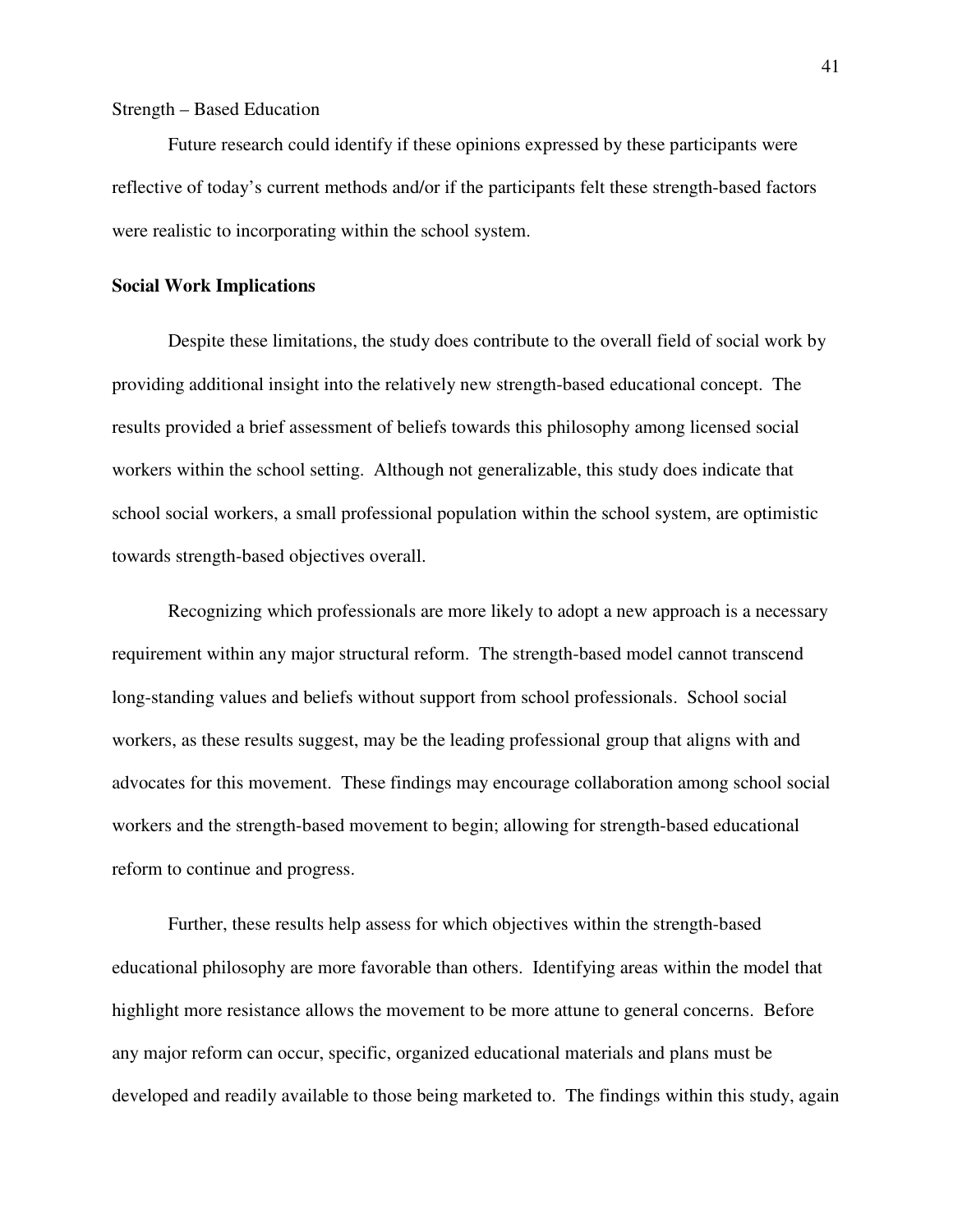Strength – Based Education

Future research could identify if these opinions expressed by these participants were reflective of today's current methods and/or if the participants felt these strength-based factors were realistic to incorporating within the school system.

**Social Work Implications**

Despite these limitations, the study does contribute to the overall field of social work by providing additional insight into the relatively new strength-based educational concept. The results provided a brief assessment of beliefs towards this philosophy among licensed social workers within the school setting. Although not generalizable, this study does indicate that school social workers, a small professional population within the school system, are optimistic towards strength-based objectives overall.

Recognizing which professionals are more likely to adopt a new approach is a necessary requirement within any major structural reform. The strength-based model cannot transcend long-standing values and beliefs without support from school professionals. School social workers, as these results suggest, may be the leading professional group that aligns with and advocates for this movement. These findings may encourage collaboration among school social workers and the strength-based movement to begin; allowing for strength-based educational reform to continue and progress.

Further, these results help assess for which objectives within the strength-based educational philosophy are more favorable than others. Identifying areas within the model that highlight more resistance allows the movement to be more attune to general concerns. Before any major reform can occur, specific, organized educational materials and plans must be developed and readily available to those being marketed to. The findings within this study, again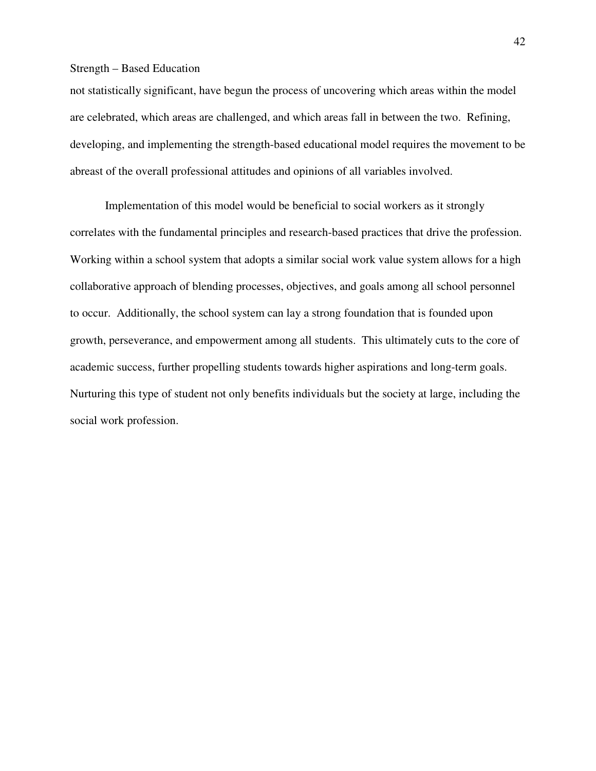not statistically significant, have begun the process of uncovering which areas within the model are celebrated, which areas are challenged, and which areas fall in between the two. Refining, developing, and implementing the strength-based educational model requires the movement to be abreast of the overall professional attitudes and opinions of all variables involved.

Implementation of this model would be beneficial to social workers as it strongly correlates with the fundamental principles and research-based practices that drive the profession. Working within a school system that adopts a similar social work value system allows for a high collaborative approach of blending processes, objectives, and goals among all school personnel to occur. Additionally, the school system can lay a strong foundation that is founded upon growth, perseverance, and empowerment among all students. This ultimately cuts to the core of academic success, further propelling students towards higher aspirations and long-term goals. Nurturing this type of student not only benefits individuals but the society at large, including the social work profession.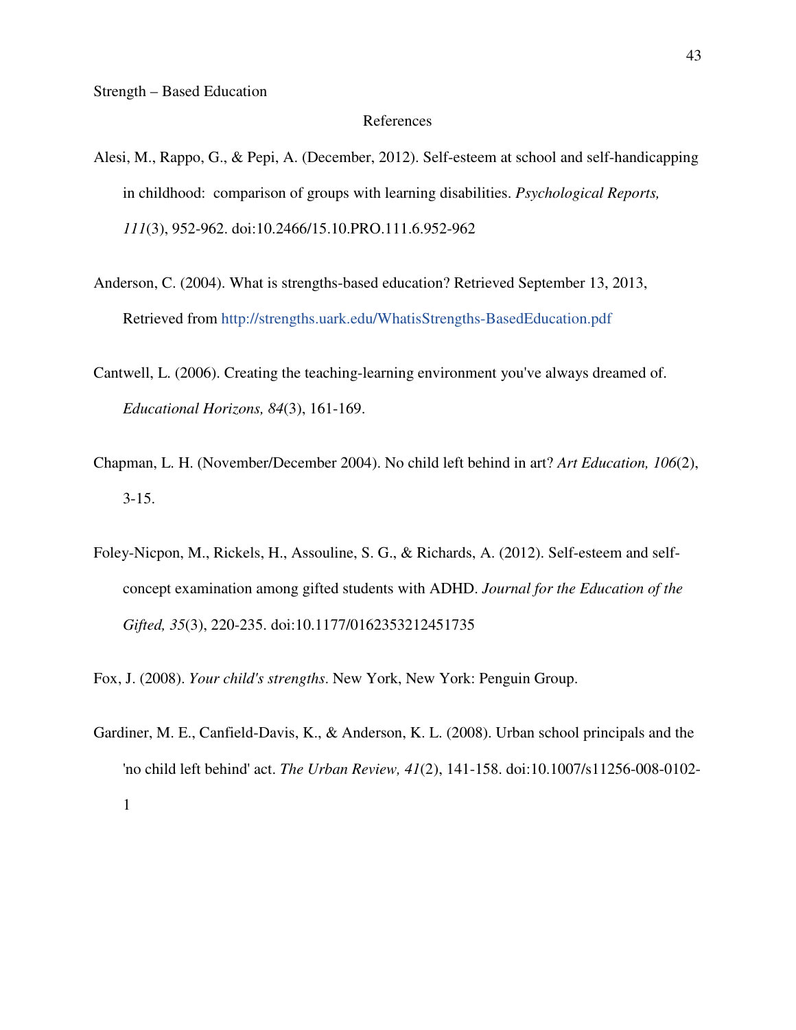## References

Alesi, M., Rappo, G., & Pepi, A. (December, 2012). Self-esteem at school and self-handicapping in childhood: comparison of groups with learning disabilities. *Psychological Reports, 111*(3), 952-962. doi:10.2466/15.10.PRO.111.6.952-962

Anderson, C. (2004). What is strengths-based education? Retrieved September 13, 2013, Retrieved from http://strengths.uark.edu/WhatisStrengths-BasedEducation.pdf

Cantwell, L. (2006). Creating the teaching-learning environment you've always dreamed of. *Educational Horizons, 84*(3), 161-169.

Chapman, L. H. (November/December 2004). No child left behind in art? *Art Education, 106*(2), 3-15.

Foley-Nicpon, M., Rickels, H., Assouline, S. G., & Richards, A. (2012). Self-esteem and self-concept examination among gifted students with ADHD. *Journal for the Education of the Gifted, 35*(3), 220-235. doi:10.1177/0162353212451735

Fox, J. (2008). *Your child's strengths*. New York, New York: Penguin Group.

Gardiner, M. E., Canfield-Davis, K., & Anderson, K. L. (2008). Urban school principals and the 'no child left behind' act. *The Urban Review, 41*(2), 141-158. doi:10.1007/s11256-008-0102-1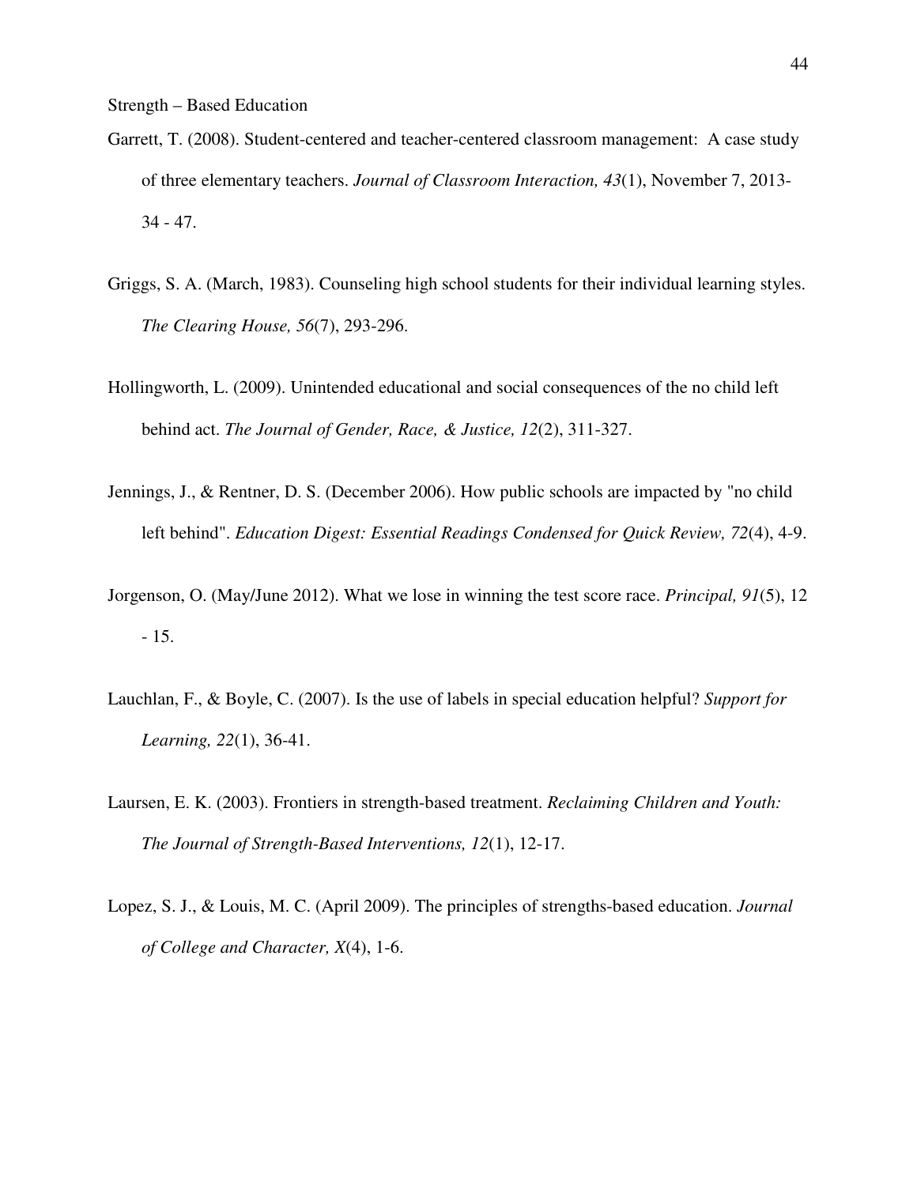Garrett, T. (2008). Student-centered and teacher-centered classroom management: A case study of three elementary teachers. *Journal of Classroom Interaction, 43*(1), November 7, 2013- 34 - 47.

Griggs, S. A. (March, 1983). Counseling high school students for their individual learning styles. *The Clearing House, 56*(7), 293-296.

Hollingworth, L. (2009). Unintended educational and social consequences of the no child left behind act. *The Journal of Gender, Race, & Justice, 12*(2), 311-327.

Jennings, J., & Rentner, D. S. (December 2006). How public schools are impacted by "no child left behind". *Education Digest: Essential Readings Condensed for Quick Review, 72*(4), 4-9.

Jorgenson, O. (May/June 2012). What we lose in winning the test score race. *Principal, 91*(5), 12 - 15.

Lauchlan, F., & Boyle, C. (2007). Is the use of labels in special education helpful? *Support for Learning, 22*(1), 36-41.

Laursen, E. K. (2003). Frontiers in strength-based treatment. *Reclaiming Children and Youth: The Journal of Strength-Based Interventions, 12*(1), 12-17.

Lopez, S. J., & Louis, M. C. (April 2009). The principles of strengths-based education. *Journal of College and Character, X*(4), 1-6.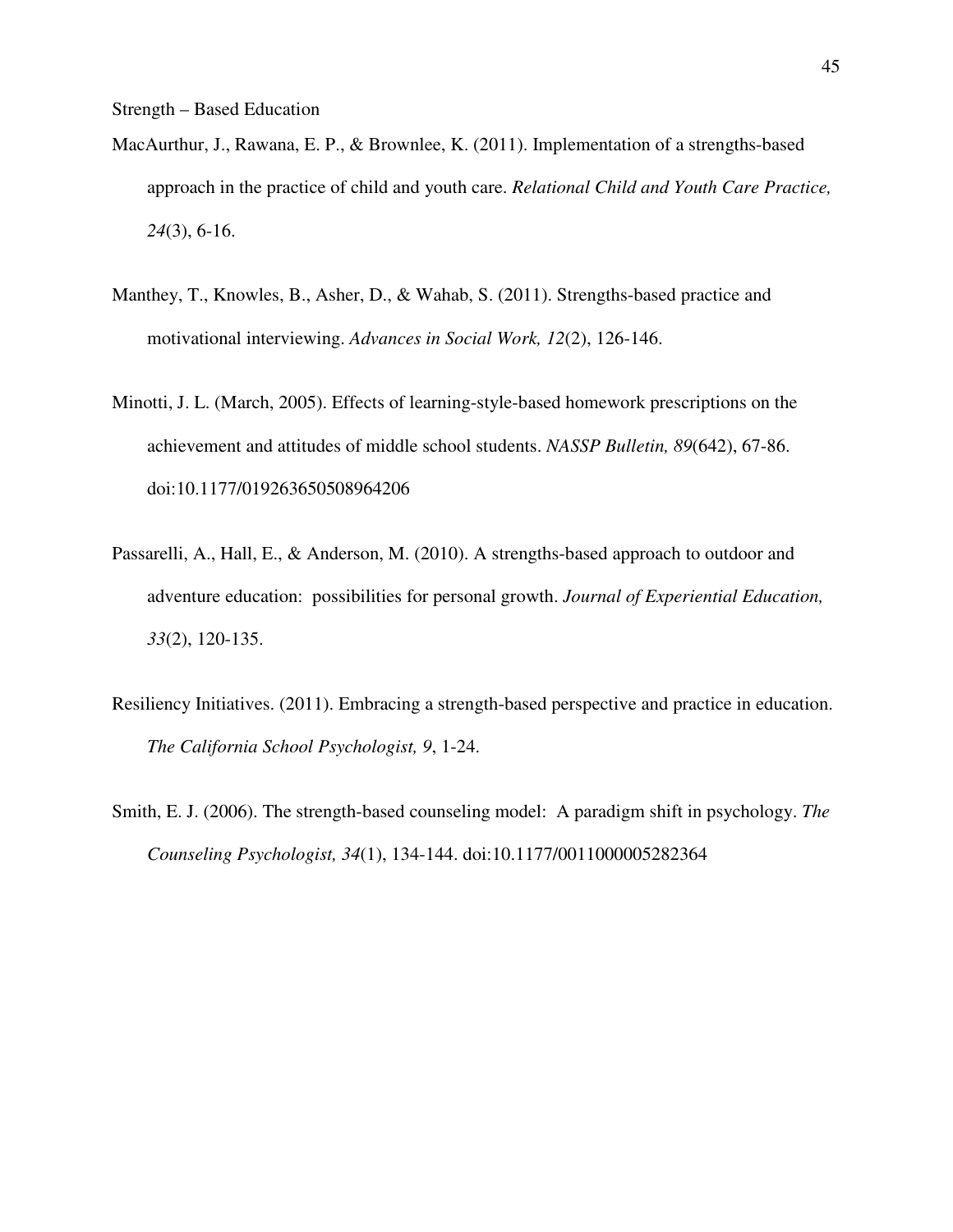Strength – Based Education

MacAurthur, J., Rawana, E. P., & Brownlee, K. (2011). Implementation of a strengths-based approach in the practice of child and youth care. *Relational Child and Youth Care Practice, 24*(3), 6-16.

Manthey, T., Knowles, B., Asher, D., & Wahab, S. (2011). Strengths-based practice and motivational interviewing. *Advances in Social Work, 12*(2), 126-146.

Minotti, J. L. (March, 2005). Effects of learning-style-based homework prescriptions on the achievement and attitudes of middle school students. *NASSP Bulletin, 89*(642), 67-86. doi:10.1177/019263650508964206

Passarelli, A., Hall, E., & Anderson, M. (2010). A strengths-based approach to outdoor and adventure education: possibilities for personal growth. *Journal of Experiential Education, 33*(2), 120-135.

Resiliency Initiatives. (2011). Embracing a strength-based perspective and practice in education. *The California School Psychologist, 9*, 1-24.

Smith, E. J. (2006). The strength-based counseling model: A paradigm shift in psychology. *The Counseling Psychologist, 34*(1), 134-144. doi:10.1177/0011000005282364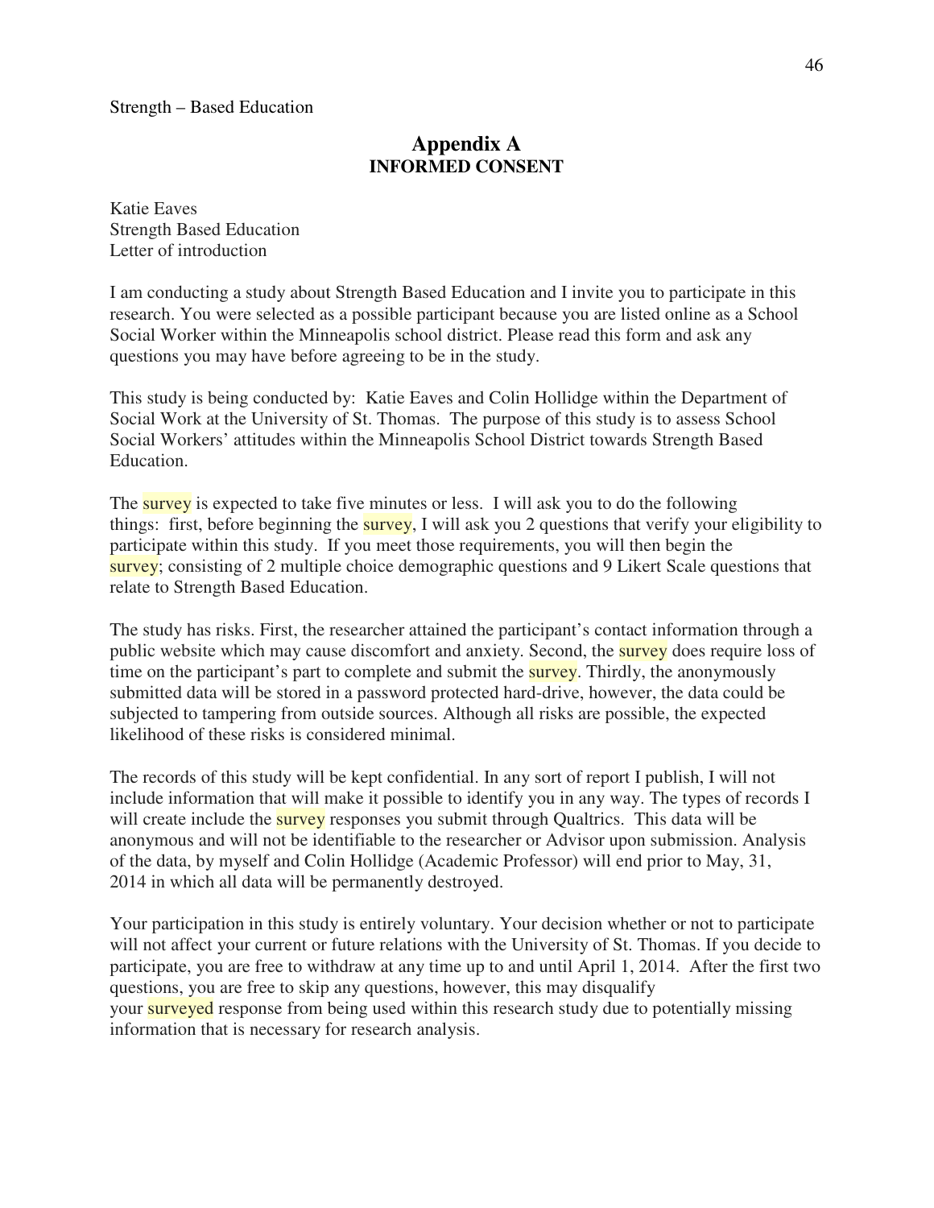## Appendix A
### INFORMED CONSENT

Katie Eaves
Strength Based Education
Letter of introduction

I am conducting a study about Strength Based Education and I invite you to participate in this research. You were selected as a possible participant because you are listed online as a School Social Worker within the Minneapolis school district. Please read this form and ask any questions you may have before agreeing to be in the study.

This study is being conducted by: Katie Eaves and Colin Hollidge within the Department of Social Work at the University of St. Thomas. The purpose of this study is to assess School Social Workers' attitudes within the Minneapolis School District towards Strength Based Education.

The survey is expected to take five minutes or less. I will ask you to do the following things: first, before beginning the survey, I will ask you 2 questions that verify your eligibility to participate within this study. If you meet those requirements, you will then begin the survey; consisting of 2 multiple choice demographic questions and 9 Likert Scale questions that relate to Strength Based Education.

The study has risks. First, the researcher attained the participant's contact information through a public website which may cause discomfort and anxiety. Second, the survey does require loss of time on the participant's part to complete and submit the survey. Thirdly, the anonymously submitted data will be stored in a password protected hard-drive, however, the data could be subjected to tampering from outside sources. Although all risks are possible, the expected likelihood of these risks is considered minimal.

The records of this study will be kept confidential. In any sort of report I publish, I will not include information that will make it possible to identify you in any way. The types of records I will create include the survey responses you submit through Qualtrics. This data will be anonymous and will not be identifiable to the researcher or Advisor upon submission. Analysis of the data, by myself and Colin Hollidge (Academic Professor) will end prior to May, 31, 2014 in which all data will be permanently destroyed.

Your participation in this study is entirely voluntary. Your decision whether or not to participate will not affect your current or future relations with the University of St. Thomas. If you decide to participate, you are free to withdraw at any time up to and until April 1, 2014. After the first two questions, you are free to skip any questions, however, this may disqualify your surveyed response from being used within this research study due to potentially missing information that is necessary for research analysis.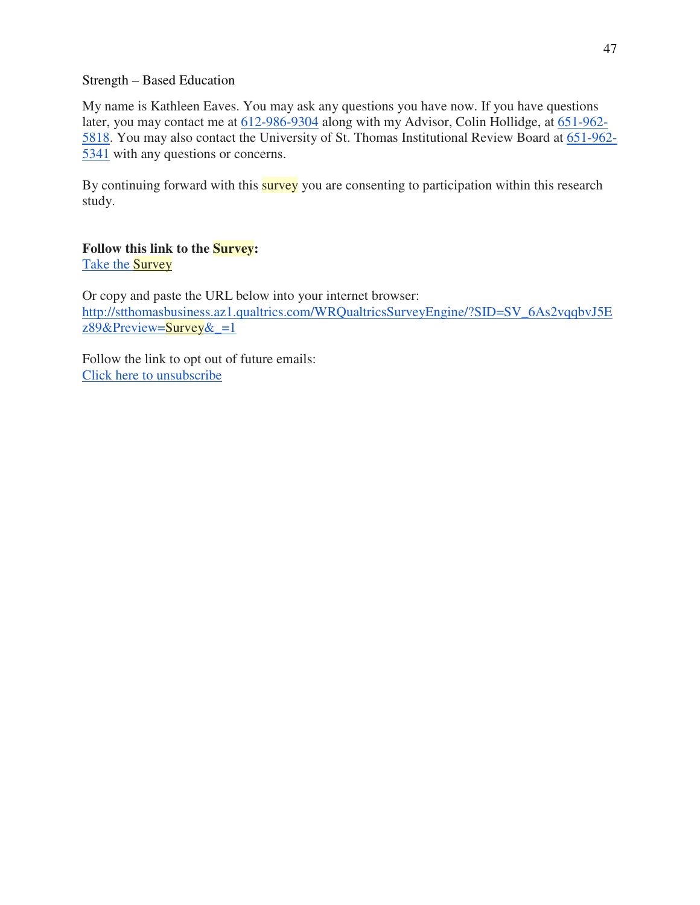Strength – Based Education

My name is Kathleen Eaves. You may ask any questions you have now. If you have questions later, you may contact me at 612-986-9304 along with my Advisor, Colin Hollidge, at 651-962-5818. You may also contact the University of St. Thomas Institutional Review Board at 651-962-5341 with any questions or concerns.

By continuing forward with this survey you are consenting to participation within this research study.

**Follow this link to the Survey:**
Take the Survey

Or copy and paste the URL below into your internet browser:
http://stthomasbusiness.az1.qualtrics.com/WRQualtricsSurveyEngine/?SID=SV_6As2vqqbvJ5Ez89&Preview=Survey&_=1

Follow the link to opt out of future emails:
Click here to unsubscribe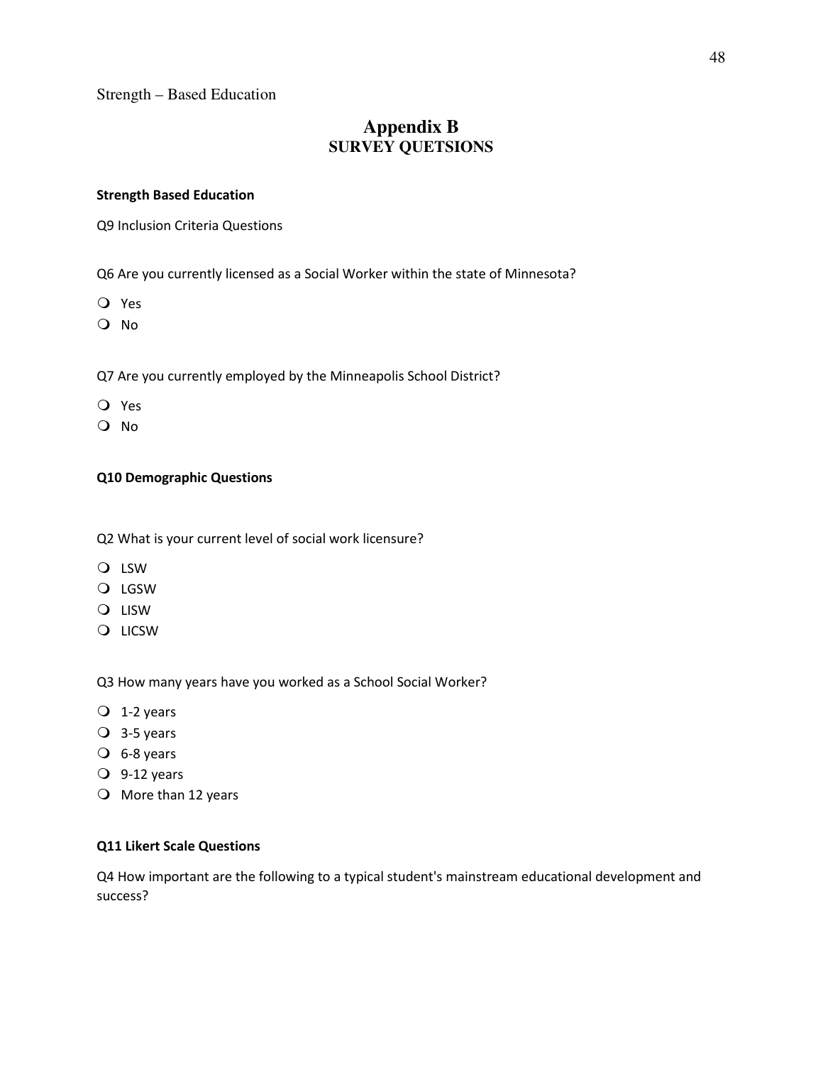## Appendix B
### SURVEY QUETSIONS

**Strength Based Education**

Q9 Inclusion Criteria Questions

Q6 Are you currently licensed as a Social Worker within the state of Minnesota?

- Yes
- No

Q7 Are you currently employed by the Minneapolis School District?

- Yes
- No

**Q10 Demographic Questions**

Q2 What is your current level of social work licensure?

- LSW
- LGSW
- LISW
- LICSW

Q3 How many years have you worked as a School Social Worker?

- 1-2 years
- 3-5 years
- 6-8 years
- 9-12 years
- More than 12 years

**Q11 Likert Scale Questions**

Q4 How important are the following to a typical student's mainstream educational development and success?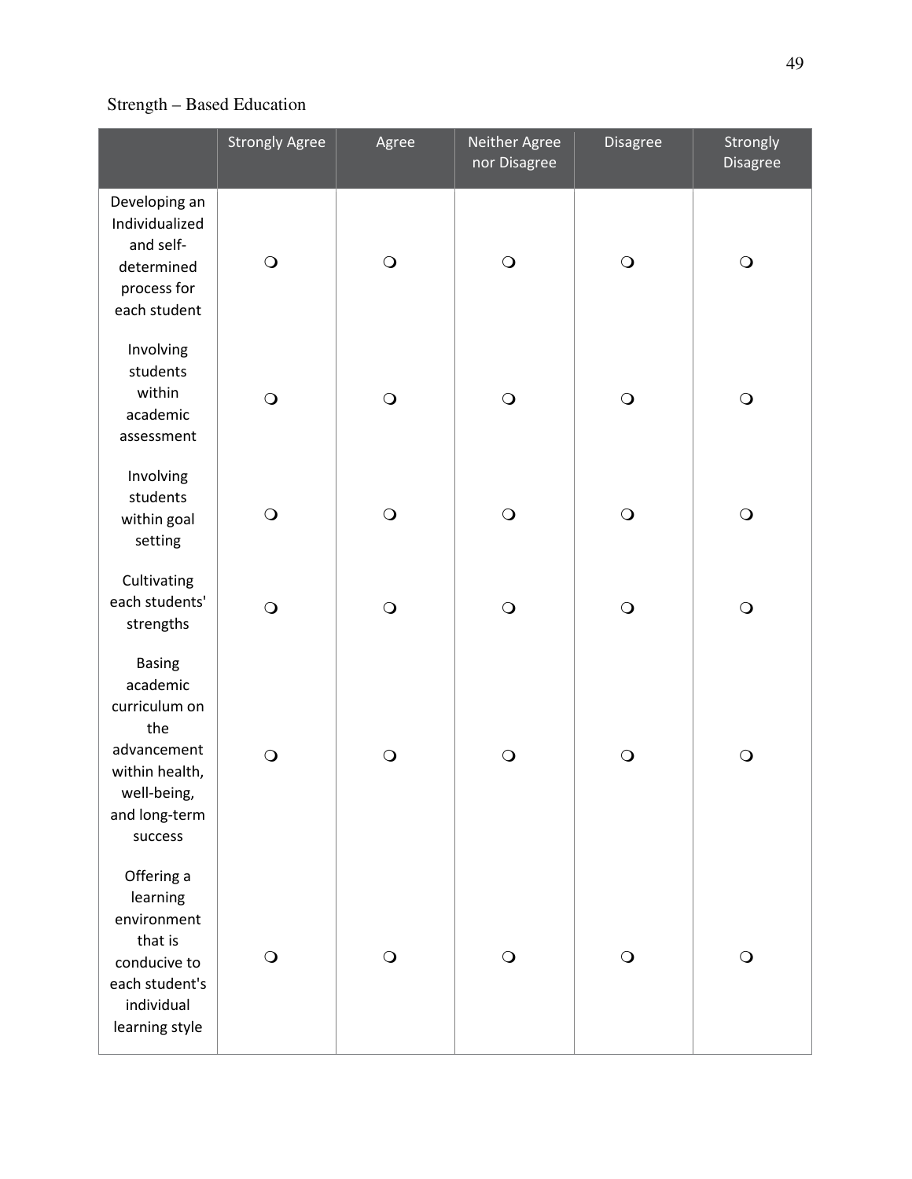Strength – Based Education

| | Strongly Agree | Agree | Neither Agree nor Disagree | Disagree | Strongly Disagree |
|---|---|---|---|---|---|
| Developing an Individualized and self-determined process for each student | ❍ | ❍ | ❍ | ❍ | ❍ |
| Involving students within academic assessment | ❍ | ❍ | ❍ | ❍ | ❍ |
| Involving students within goal setting | ❍ | ❍ | ❍ | ❍ | ❍ |
| Cultivating each students' strengths | ❍ | ❍ | ❍ | ❍ | ❍ |
| Basing academic curriculum on the advancement within health, well-being, and long-term success | ❍ | ❍ | ❍ | ❍ | ❍ |
| Offering a learning environment that is conducive to each student's individual learning style | ❍ | ❍ | ❍ | ❍ | ❍ |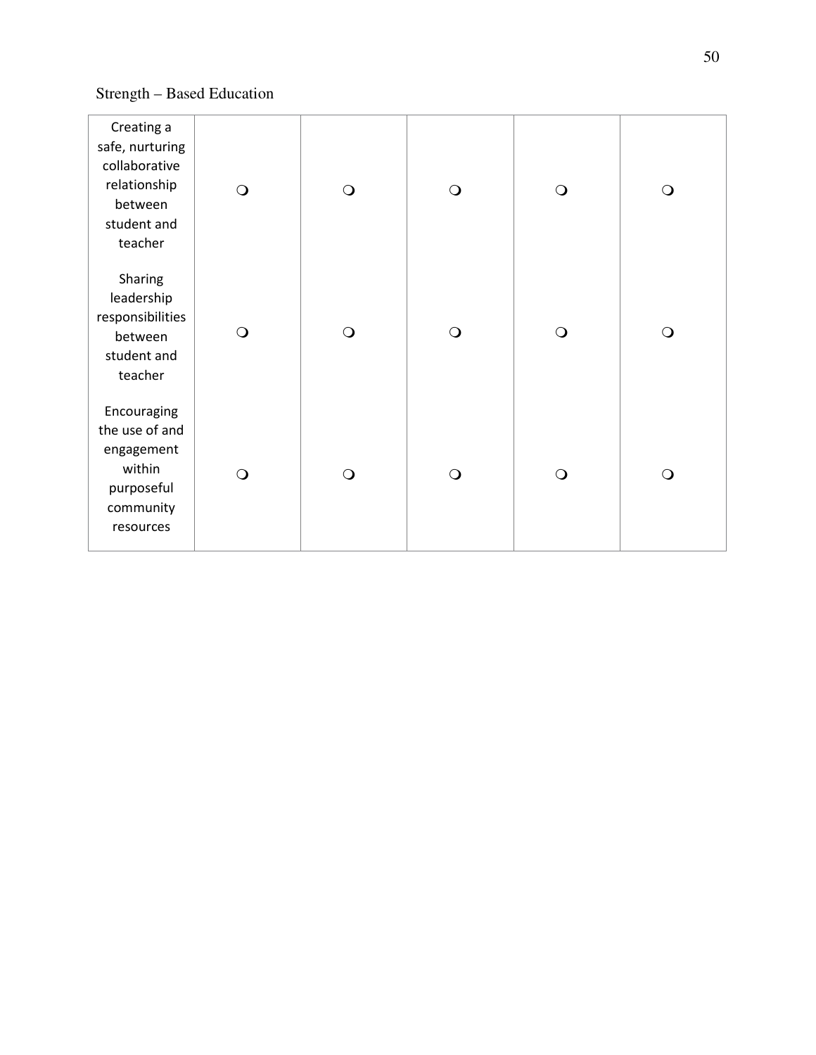Strength – Based Education

| | | | | | |
|---|---|---|---|---|---|
| Creating a safe, nurturing collaborative relationship between student and teacher | ❍ | ❍ | ❍ | ❍ | ❍ |
| Sharing leadership responsibilities between student and teacher | ❍ | ❍ | ❍ | ❍ | ❍ |
| Encouraging the use of and engagement within purposeful community resources | ❍ | ❍ | ❍ | ❍ | ❍ |